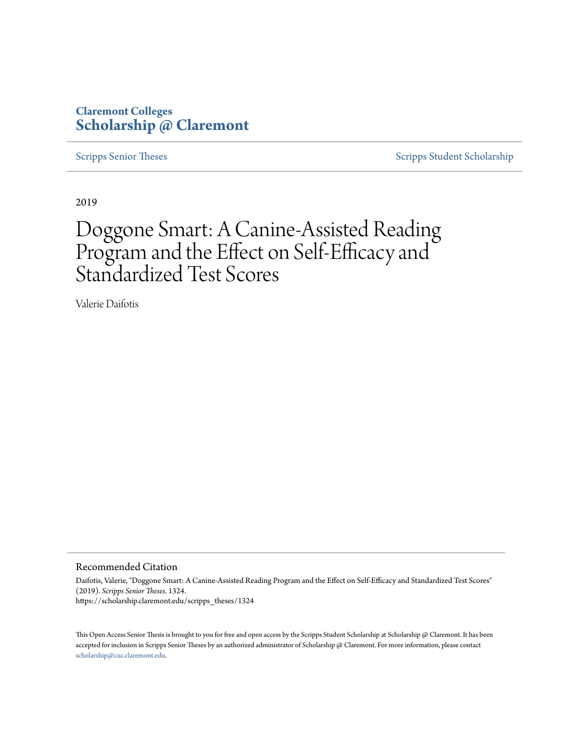Claremont Colleges
**Scholarship @ Claremont**

Scripps Senior Theses | Scripps Student Scholarship

2019

# Doggone Smart: A Canine-Assisted Reading Program and the Effect on Self-Efficacy and Standardized Test Scores

Valerie Daifotis

## Recommended Citation

Daifotis, Valerie, "Doggone Smart: A Canine-Assisted Reading Program and the Effect on Self-Efficacy and Standardized Test Scores" (2019). *Scripps Senior Theses*. 1324.
https://scholarship.claremont.edu/scripps_theses/1324

This Open Access Senior Thesis is brought to you for free and open access by the Scripps Student Scholarship at Scholarship @ Claremont. It has been accepted for inclusion in Scripps Senior Theses by an authorized administrator of Scholarship @ Claremont. For more information, please contact scholarship@cuc.claremont.edu.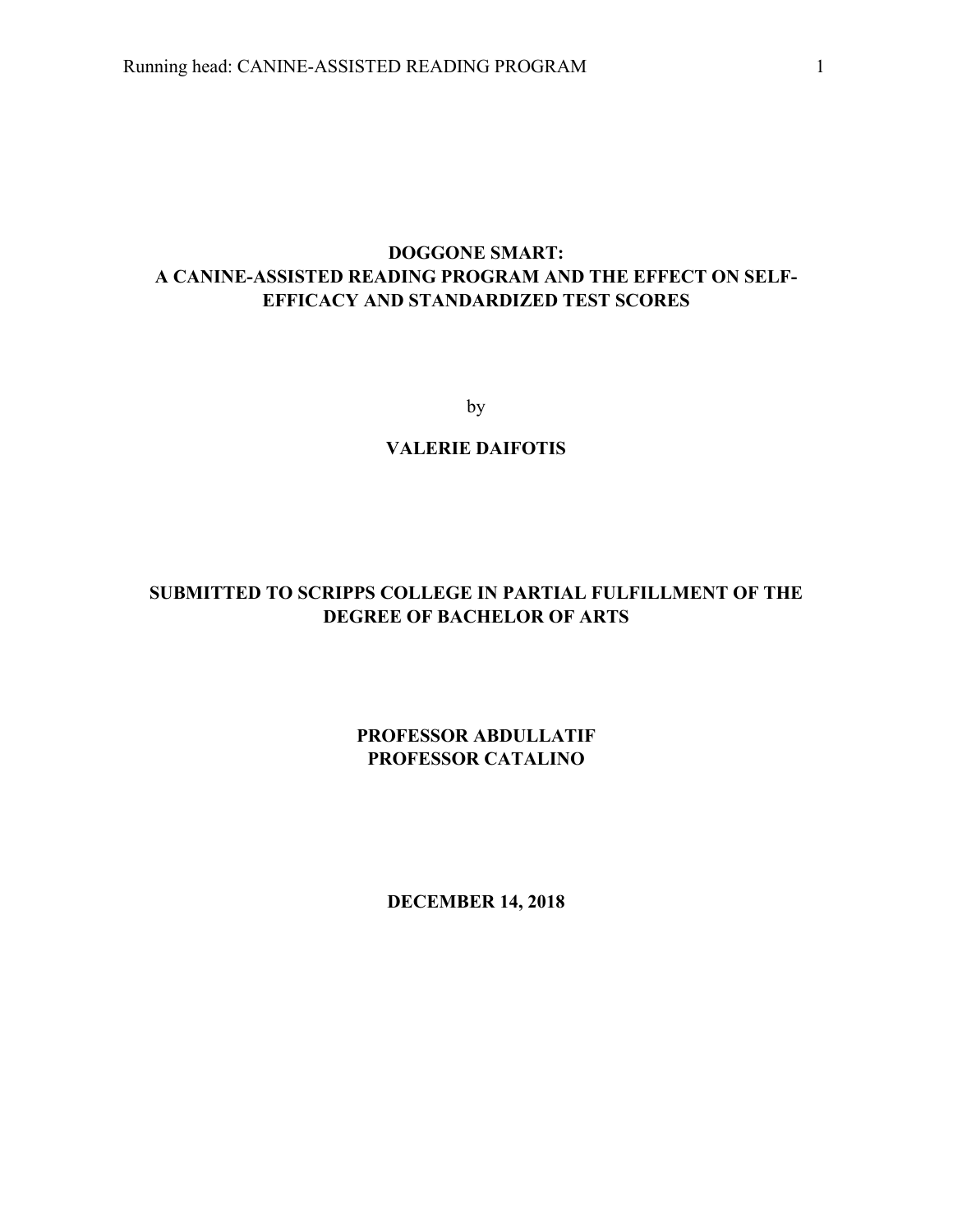# DOGGONE SMART:
# A CANINE-ASSISTED READING PROGRAM AND THE EFFECT ON SELF-EFFICACY AND STANDARDIZED TEST SCORES

by

**VALERIE DAIFOTIS**

**SUBMITTED TO SCRIPPS COLLEGE IN PARTIAL FULFILLMENT OF THE DEGREE OF BACHELOR OF ARTS**

**PROFESSOR ABDULLATIF**
**PROFESSOR CATALINO**

**DECEMBER 14, 2018**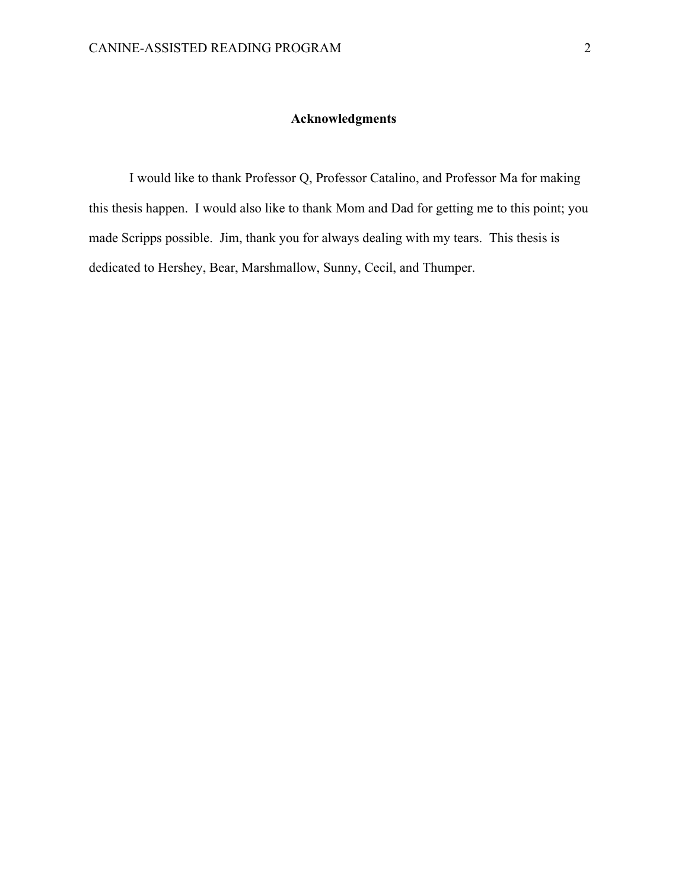## Acknowledgments

I would like to thank Professor Q, Professor Catalino, and Professor Ma for making this thesis happen. I would also like to thank Mom and Dad for getting me to this point; you made Scripps possible. Jim, thank you for always dealing with my tears. This thesis is dedicated to Hershey, Bear, Marshmallow, Sunny, Cecil, and Thumper.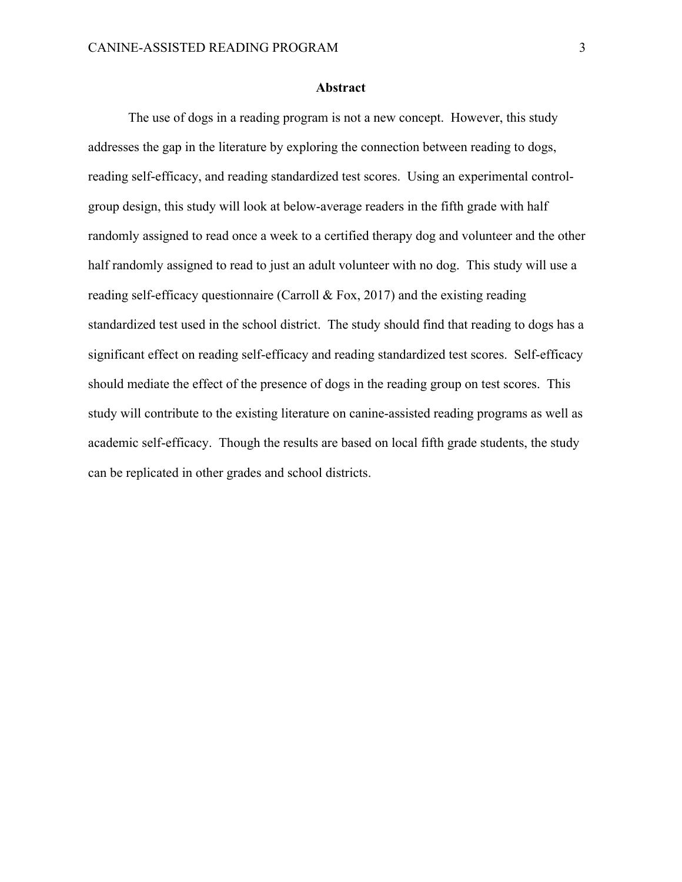## Abstract

The use of dogs in a reading program is not a new concept. However, this study addresses the gap in the literature by exploring the connection between reading to dogs, reading self-efficacy, and reading standardized test scores. Using an experimental control-group design, this study will look at below-average readers in the fifth grade with half randomly assigned to read once a week to a certified therapy dog and volunteer and the other half randomly assigned to read to just an adult volunteer with no dog. This study will use a reading self-efficacy questionnaire (Carroll & Fox, 2017) and the existing reading standardized test used in the school district. The study should find that reading to dogs has a significant effect on reading self-efficacy and reading standardized test scores. Self-efficacy should mediate the effect of the presence of dogs in the reading group on test scores. This study will contribute to the existing literature on canine-assisted reading programs as well as academic self-efficacy. Though the results are based on local fifth grade students, the study can be replicated in other grades and school districts.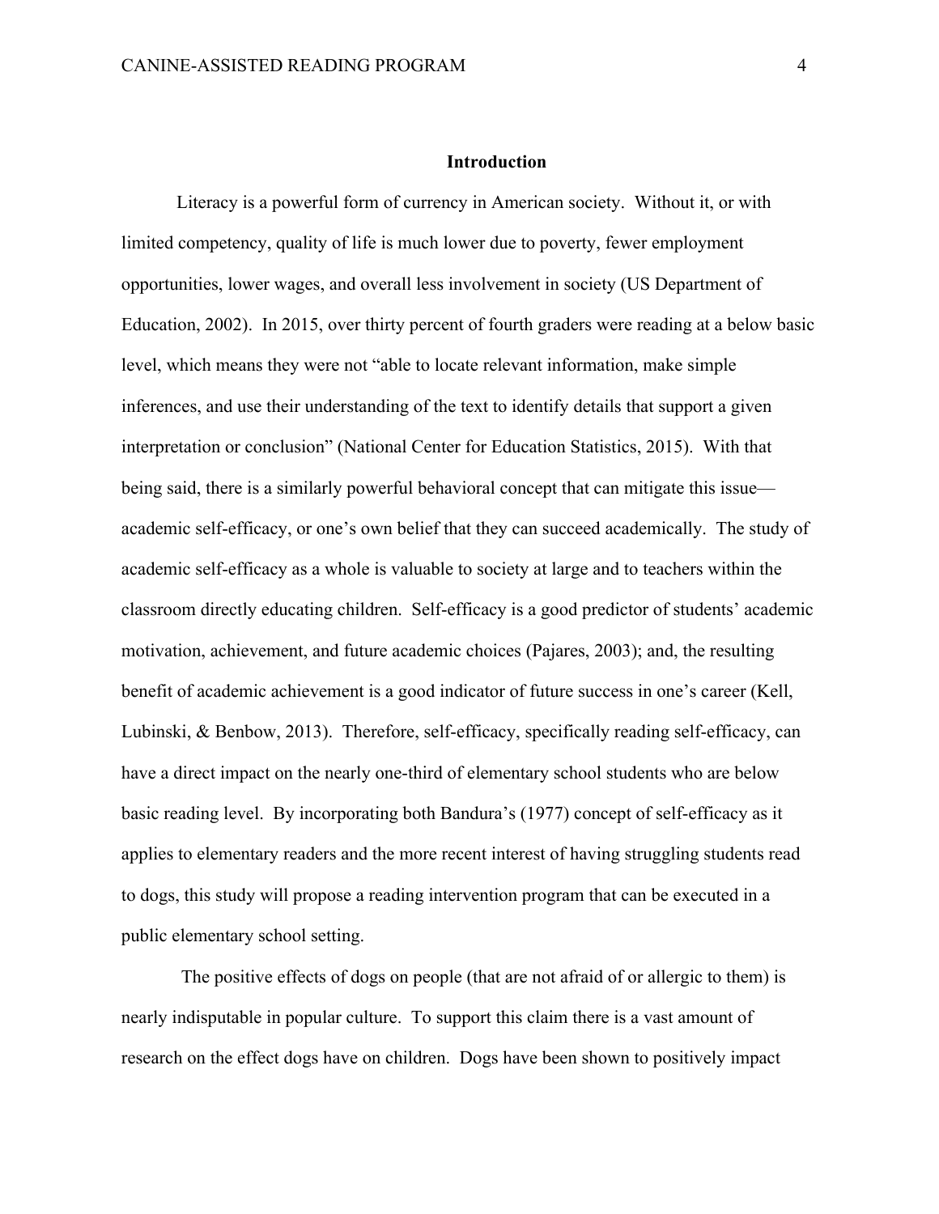## Introduction

Literacy is a powerful form of currency in American society. Without it, or with limited competency, quality of life is much lower due to poverty, fewer employment opportunities, lower wages, and overall less involvement in society (US Department of Education, 2002). In 2015, over thirty percent of fourth graders were reading at a below basic level, which means they were not "able to locate relevant information, make simple inferences, and use their understanding of the text to identify details that support a given interpretation or conclusion" (National Center for Education Statistics, 2015). With that being said, there is a similarly powerful behavioral concept that can mitigate this issue—academic self-efficacy, or one's own belief that they can succeed academically. The study of academic self-efficacy as a whole is valuable to society at large and to teachers within the classroom directly educating children. Self-efficacy is a good predictor of students' academic motivation, achievement, and future academic choices (Pajares, 2003); and, the resulting benefit of academic achievement is a good indicator of future success in one's career (Kell, Lubinski, & Benbow, 2013). Therefore, self-efficacy, specifically reading self-efficacy, can have a direct impact on the nearly one-third of elementary school students who are below basic reading level. By incorporating both Bandura's (1977) concept of self-efficacy as it applies to elementary readers and the more recent interest of having struggling students read to dogs, this study will propose a reading intervention program that can be executed in a public elementary school setting.

The positive effects of dogs on people (that are not afraid of or allergic to them) is nearly indisputable in popular culture. To support this claim there is a vast amount of research on the effect dogs have on children. Dogs have been shown to positively impact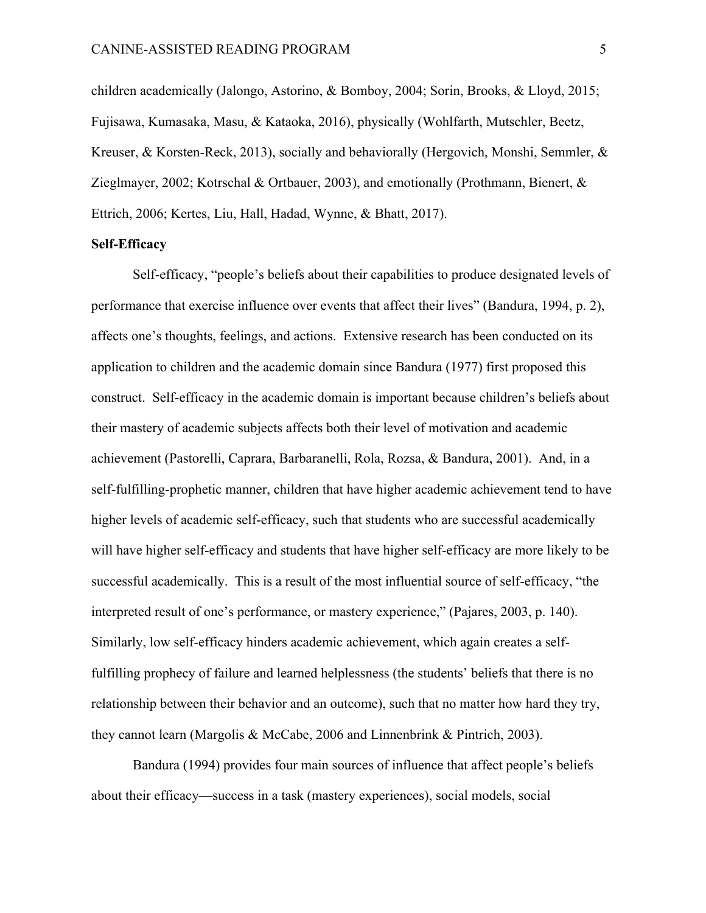children academically (Jalongo, Astorino, & Bomboy, 2004; Sorin, Brooks, & Lloyd, 2015; Fujisawa, Kumasaka, Masu, & Kataoka, 2016), physically (Wohlfarth, Mutschler, Beetz, Kreuser, & Korsten-Reck, 2013), socially and behaviorally (Hergovich, Monshi, Semmler, & Zieglmayer, 2002; Kotrschal & Ortbauer, 2003), and emotionally (Prothmann, Bienert, & Ettrich, 2006; Kertes, Liu, Hall, Hadad, Wynne, & Bhatt, 2017).

**Self-Efficacy**

Self-efficacy, "people's beliefs about their capabilities to produce designated levels of performance that exercise influence over events that affect their lives" (Bandura, 1994, p. 2), affects one's thoughts, feelings, and actions. Extensive research has been conducted on its application to children and the academic domain since Bandura (1977) first proposed this construct. Self-efficacy in the academic domain is important because children's beliefs about their mastery of academic subjects affects both their level of motivation and academic achievement (Pastorelli, Caprara, Barbaranelli, Rola, Rozsa, & Bandura, 2001). And, in a self-fulfilling-prophetic manner, children that have higher academic achievement tend to have higher levels of academic self-efficacy, such that students who are successful academically will have higher self-efficacy and students that have higher self-efficacy are more likely to be successful academically. This is a result of the most influential source of self-efficacy, "the interpreted result of one's performance, or mastery experience," (Pajares, 2003, p. 140). Similarly, low self-efficacy hinders academic achievement, which again creates a self-fulfilling prophecy of failure and learned helplessness (the students' beliefs that there is no relationship between their behavior and an outcome), such that no matter how hard they try, they cannot learn (Margolis & McCabe, 2006 and Linnenbrink & Pintrich, 2003).

Bandura (1994) provides four main sources of influence that affect people's beliefs about their efficacy—success in a task (mastery experiences), social models, social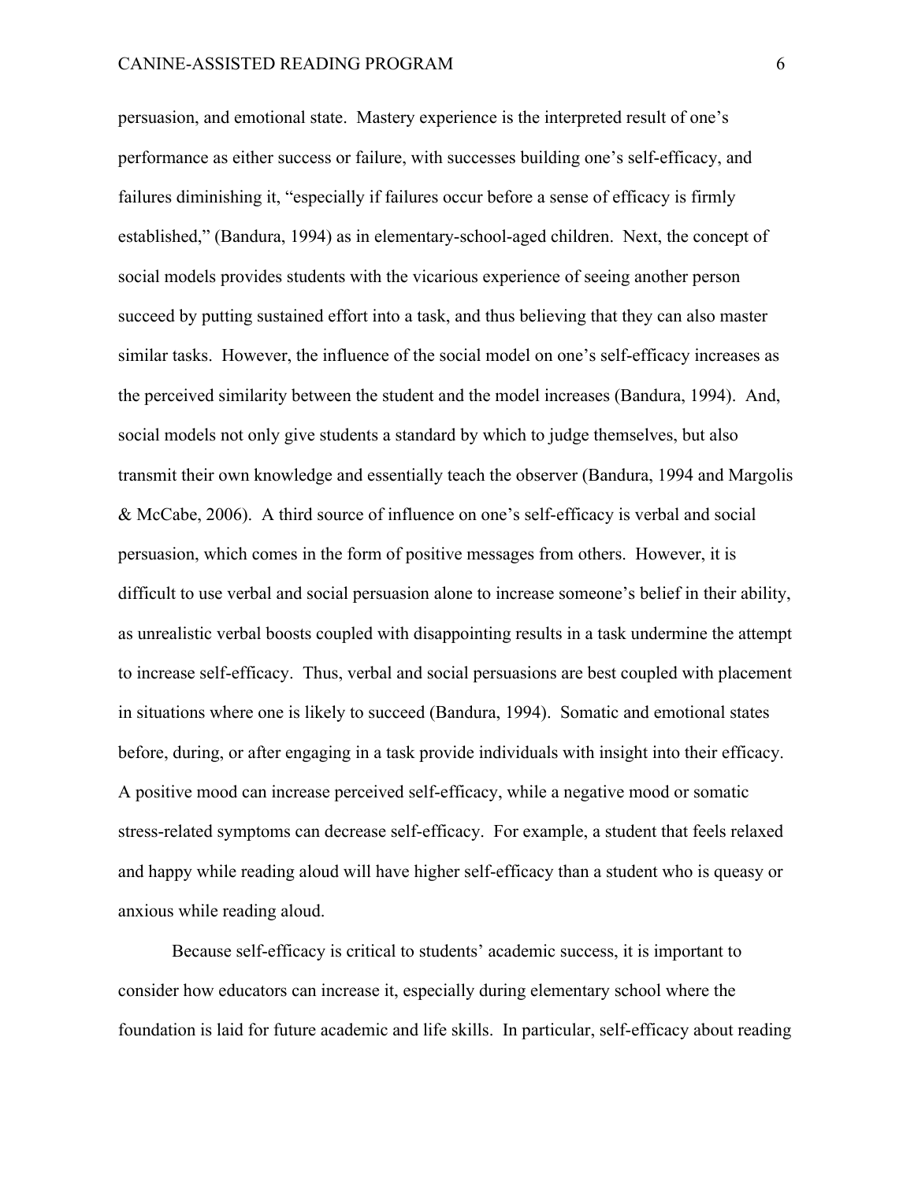persuasion, and emotional state. Mastery experience is the interpreted result of one's performance as either success or failure, with successes building one's self-efficacy, and failures diminishing it, "especially if failures occur before a sense of efficacy is firmly established," (Bandura, 1994) as in elementary-school-aged children. Next, the concept of social models provides students with the vicarious experience of seeing another person succeed by putting sustained effort into a task, and thus believing that they can also master similar tasks. However, the influence of the social model on one's self-efficacy increases as the perceived similarity between the student and the model increases (Bandura, 1994). And, social models not only give students a standard by which to judge themselves, but also transmit their own knowledge and essentially teach the observer (Bandura, 1994 and Margolis & McCabe, 2006). A third source of influence on one's self-efficacy is verbal and social persuasion, which comes in the form of positive messages from others. However, it is difficult to use verbal and social persuasion alone to increase someone's belief in their ability, as unrealistic verbal boosts coupled with disappointing results in a task undermine the attempt to increase self-efficacy. Thus, verbal and social persuasions are best coupled with placement in situations where one is likely to succeed (Bandura, 1994). Somatic and emotional states before, during, or after engaging in a task provide individuals with insight into their efficacy. A positive mood can increase perceived self-efficacy, while a negative mood or somatic stress-related symptoms can decrease self-efficacy. For example, a student that feels relaxed and happy while reading aloud will have higher self-efficacy than a student who is queasy or anxious while reading aloud.

Because self-efficacy is critical to students' academic success, it is important to consider how educators can increase it, especially during elementary school where the foundation is laid for future academic and life skills. In particular, self-efficacy about reading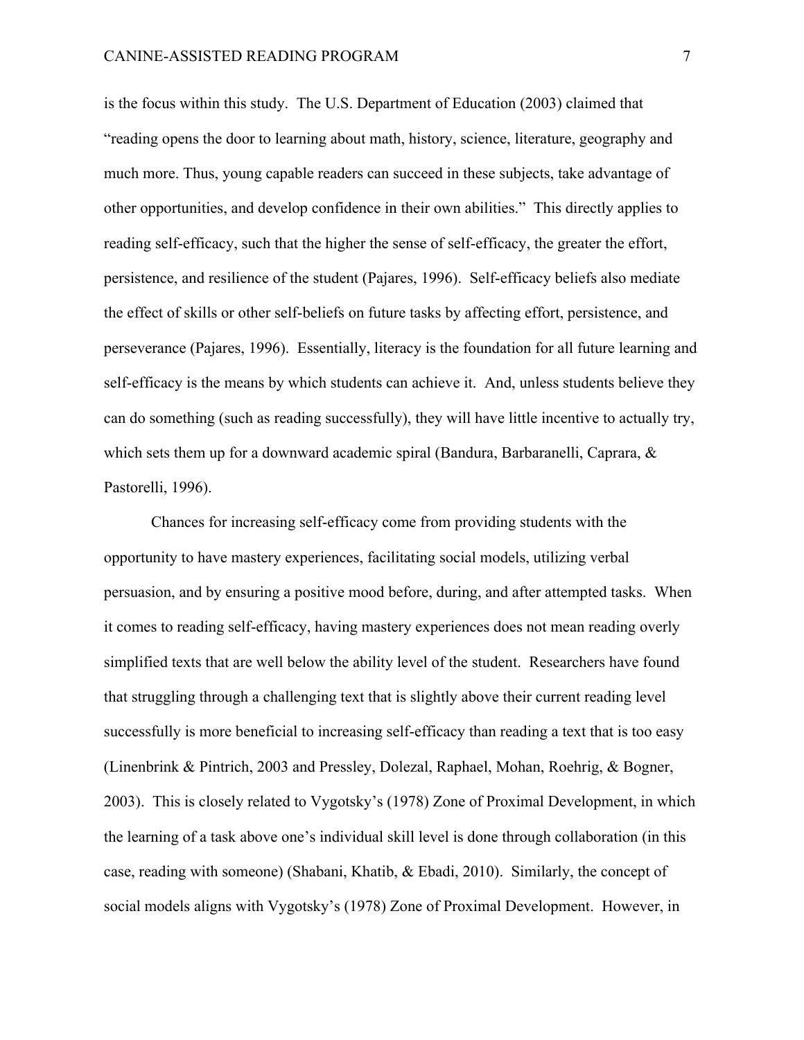is the focus within this study. The U.S. Department of Education (2003) claimed that "reading opens the door to learning about math, history, science, literature, geography and much more. Thus, young capable readers can succeed in these subjects, take advantage of other opportunities, and develop confidence in their own abilities." This directly applies to reading self-efficacy, such that the higher the sense of self-efficacy, the greater the effort, persistence, and resilience of the student (Pajares, 1996). Self-efficacy beliefs also mediate the effect of skills or other self-beliefs on future tasks by affecting effort, persistence, and perseverance (Pajares, 1996). Essentially, literacy is the foundation for all future learning and self-efficacy is the means by which students can achieve it. And, unless students believe they can do something (such as reading successfully), they will have little incentive to actually try, which sets them up for a downward academic spiral (Bandura, Barbaranelli, Caprara, & Pastorelli, 1996).

Chances for increasing self-efficacy come from providing students with the opportunity to have mastery experiences, facilitating social models, utilizing verbal persuasion, and by ensuring a positive mood before, during, and after attempted tasks. When it comes to reading self-efficacy, having mastery experiences does not mean reading overly simplified texts that are well below the ability level of the student. Researchers have found that struggling through a challenging text that is slightly above their current reading level successfully is more beneficial to increasing self-efficacy than reading a text that is too easy (Linenbrink & Pintrich, 2003 and Pressley, Dolezal, Raphael, Mohan, Roehrig, & Bogner, 2003). This is closely related to Vygotsky's (1978) Zone of Proximal Development, in which the learning of a task above one's individual skill level is done through collaboration (in this case, reading with someone) (Shabani, Khatib, & Ebadi, 2010). Similarly, the concept of social models aligns with Vygotsky's (1978) Zone of Proximal Development. However, in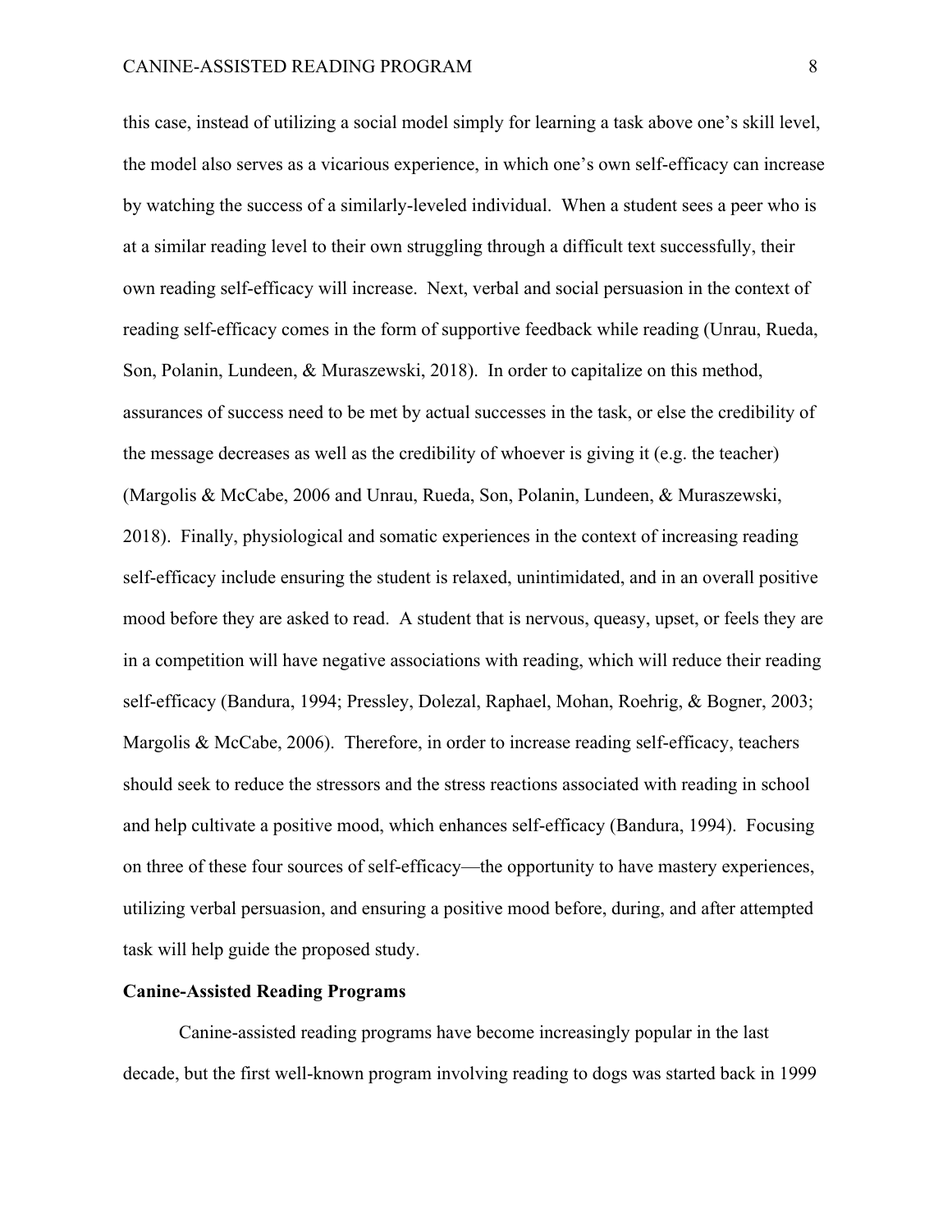this case, instead of utilizing a social model simply for learning a task above one's skill level, the model also serves as a vicarious experience, in which one's own self-efficacy can increase by watching the success of a similarly-leveled individual. When a student sees a peer who is at a similar reading level to their own struggling through a difficult text successfully, their own reading self-efficacy will increase. Next, verbal and social persuasion in the context of reading self-efficacy comes in the form of supportive feedback while reading (Unrau, Rueda, Son, Polanin, Lundeen, & Muraszewski, 2018). In order to capitalize on this method, assurances of success need to be met by actual successes in the task, or else the credibility of the message decreases as well as the credibility of whoever is giving it (e.g. the teacher) (Margolis & McCabe, 2006 and Unrau, Rueda, Son, Polanin, Lundeen, & Muraszewski, 2018). Finally, physiological and somatic experiences in the context of increasing reading self-efficacy include ensuring the student is relaxed, unintimidated, and in an overall positive mood before they are asked to read. A student that is nervous, queasy, upset, or feels they are in a competition will have negative associations with reading, which will reduce their reading self-efficacy (Bandura, 1994; Pressley, Dolezal, Raphael, Mohan, Roehrig, & Bogner, 2003; Margolis & McCabe, 2006). Therefore, in order to increase reading self-efficacy, teachers should seek to reduce the stressors and the stress reactions associated with reading in school and help cultivate a positive mood, which enhances self-efficacy (Bandura, 1994). Focusing on three of these four sources of self-efficacy—the opportunity to have mastery experiences, utilizing verbal persuasion, and ensuring a positive mood before, during, and after attempted task will help guide the proposed study.

**Canine-Assisted Reading Programs**

Canine-assisted reading programs have become increasingly popular in the last decade, but the first well-known program involving reading to dogs was started back in 1999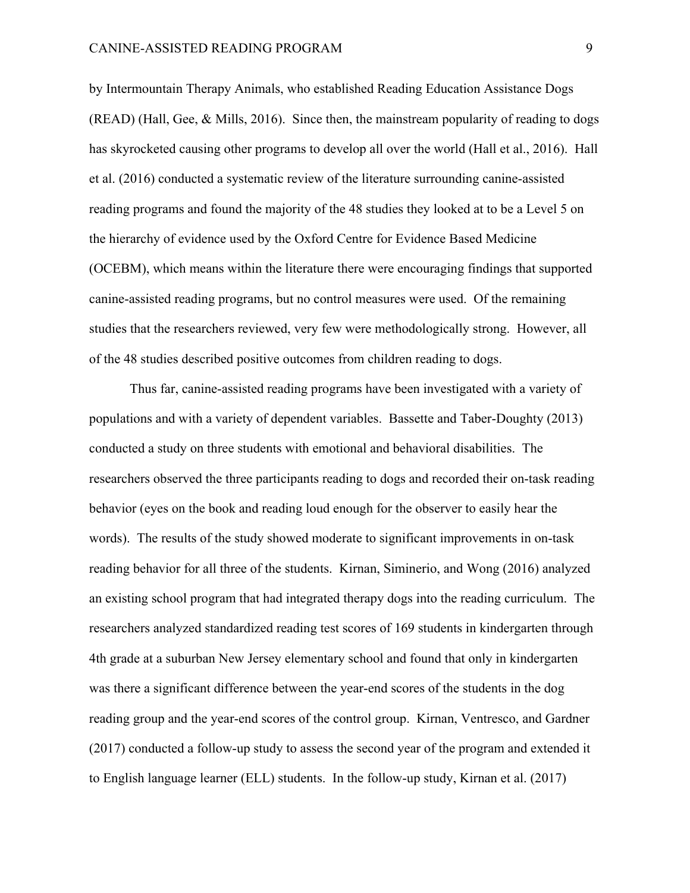by Intermountain Therapy Animals, who established Reading Education Assistance Dogs (READ) (Hall, Gee, & Mills, 2016). Since then, the mainstream popularity of reading to dogs has skyrocketed causing other programs to develop all over the world (Hall et al., 2016). Hall et al. (2016) conducted a systematic review of the literature surrounding canine-assisted reading programs and found the majority of the 48 studies they looked at to be a Level 5 on the hierarchy of evidence used by the Oxford Centre for Evidence Based Medicine (OCEBM), which means within the literature there were encouraging findings that supported canine-assisted reading programs, but no control measures were used. Of the remaining studies that the researchers reviewed, very few were methodologically strong. However, all of the 48 studies described positive outcomes from children reading to dogs.

Thus far, canine-assisted reading programs have been investigated with a variety of populations and with a variety of dependent variables. Bassette and Taber-Doughty (2013) conducted a study on three students with emotional and behavioral disabilities. The researchers observed the three participants reading to dogs and recorded their on-task reading behavior (eyes on the book and reading loud enough for the observer to easily hear the words). The results of the study showed moderate to significant improvements in on-task reading behavior for all three of the students. Kirnan, Siminerio, and Wong (2016) analyzed an existing school program that had integrated therapy dogs into the reading curriculum. The researchers analyzed standardized reading test scores of 169 students in kindergarten through 4th grade at a suburban New Jersey elementary school and found that only in kindergarten was there a significant difference between the year-end scores of the students in the dog reading group and the year-end scores of the control group. Kirnan, Ventresco, and Gardner (2017) conducted a follow-up study to assess the second year of the program and extended it to English language learner (ELL) students. In the follow-up study, Kirnan et al. (2017)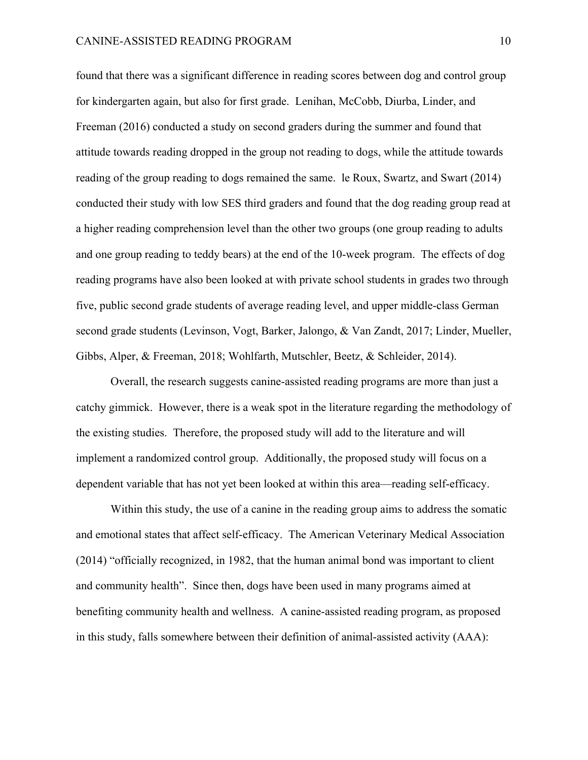found that there was a significant difference in reading scores between dog and control group for kindergarten again, but also for first grade. Lenihan, McCobb, Diurba, Linder, and Freeman (2016) conducted a study on second graders during the summer and found that attitude towards reading dropped in the group not reading to dogs, while the attitude towards reading of the group reading to dogs remained the same. le Roux, Swartz, and Swart (2014) conducted their study with low SES third graders and found that the dog reading group read at a higher reading comprehension level than the other two groups (one group reading to adults and one group reading to teddy bears) at the end of the 10-week program. The effects of dog reading programs have also been looked at with private school students in grades two through five, public second grade students of average reading level, and upper middle-class German second grade students (Levinson, Vogt, Barker, Jalongo, & Van Zandt, 2017; Linder, Mueller, Gibbs, Alper, & Freeman, 2018; Wohlfarth, Mutschler, Beetz, & Schleider, 2014).

Overall, the research suggests canine-assisted reading programs are more than just a catchy gimmick. However, there is a weak spot in the literature regarding the methodology of the existing studies. Therefore, the proposed study will add to the literature and will implement a randomized control group. Additionally, the proposed study will focus on a dependent variable that has not yet been looked at within this area—reading self-efficacy.

Within this study, the use of a canine in the reading group aims to address the somatic and emotional states that affect self-efficacy. The American Veterinary Medical Association (2014) "officially recognized, in 1982, that the human animal bond was important to client and community health". Since then, dogs have been used in many programs aimed at benefiting community health and wellness. A canine-assisted reading program, as proposed in this study, falls somewhere between their definition of animal-assisted activity (AAA):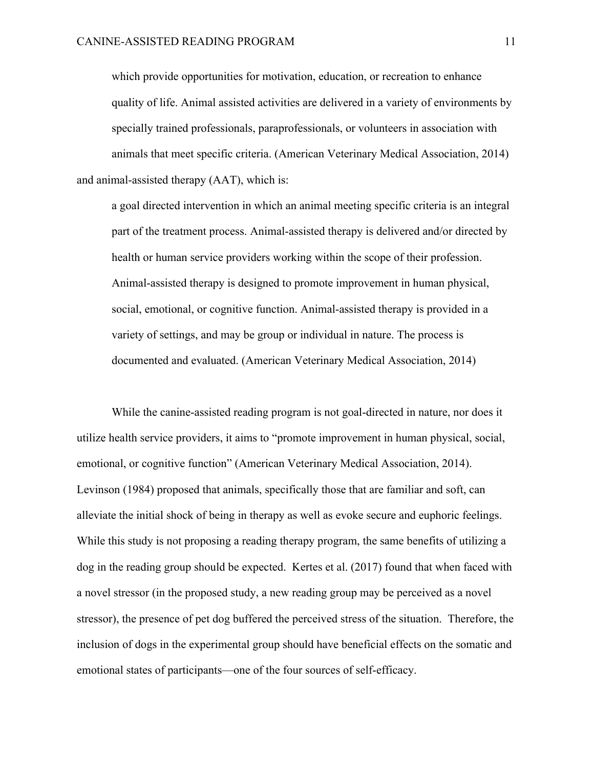> which provide opportunities for motivation, education, or recreation to enhance quality of life. Animal assisted activities are delivered in a variety of environments by specially trained professionals, paraprofessionals, or volunteers in association with animals that meet specific criteria. (American Veterinary Medical Association, 2014)

and animal-assisted therapy (AAT), which is:

> a goal directed intervention in which an animal meeting specific criteria is an integral part of the treatment process. Animal-assisted therapy is delivered and/or directed by health or human service providers working within the scope of their profession. Animal-assisted therapy is designed to promote improvement in human physical, social, emotional, or cognitive function. Animal-assisted therapy is provided in a variety of settings, and may be group or individual in nature. The process is documented and evaluated. (American Veterinary Medical Association, 2014)

While the canine-assisted reading program is not goal-directed in nature, nor does it utilize health service providers, it aims to "promote improvement in human physical, social, emotional, or cognitive function" (American Veterinary Medical Association, 2014). Levinson (1984) proposed that animals, specifically those that are familiar and soft, can alleviate the initial shock of being in therapy as well as evoke secure and euphoric feelings. While this study is not proposing a reading therapy program, the same benefits of utilizing a dog in the reading group should be expected. Kertes et al. (2017) found that when faced with a novel stressor (in the proposed study, a new reading group may be perceived as a novel stressor), the presence of pet dog buffered the perceived stress of the situation. Therefore, the inclusion of dogs in the experimental group should have beneficial effects on the somatic and emotional states of participants—one of the four sources of self-efficacy.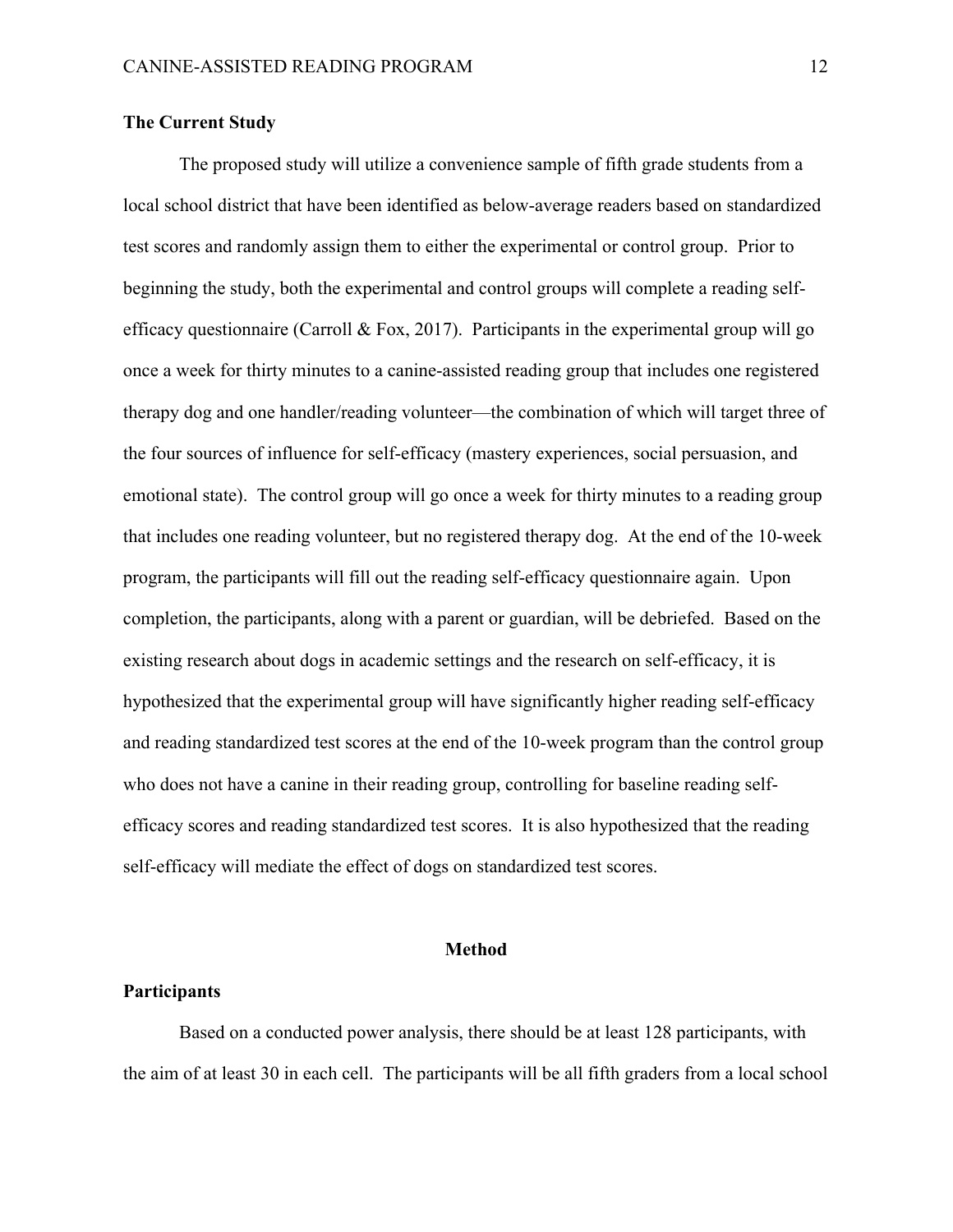### The Current Study

The proposed study will utilize a convenience sample of fifth grade students from a local school district that have been identified as below-average readers based on standardized test scores and randomly assign them to either the experimental or control group. Prior to beginning the study, both the experimental and control groups will complete a reading self-efficacy questionnaire (Carroll & Fox, 2017). Participants in the experimental group will go once a week for thirty minutes to a canine-assisted reading group that includes one registered therapy dog and one handler/reading volunteer—the combination of which will target three of the four sources of influence for self-efficacy (mastery experiences, social persuasion, and emotional state). The control group will go once a week for thirty minutes to a reading group that includes one reading volunteer, but no registered therapy dog. At the end of the 10-week program, the participants will fill out the reading self-efficacy questionnaire again. Upon completion, the participants, along with a parent or guardian, will be debriefed. Based on the existing research about dogs in academic settings and the research on self-efficacy, it is hypothesized that the experimental group will have significantly higher reading self-efficacy and reading standardized test scores at the end of the 10-week program than the control group who does not have a canine in their reading group, controlling for baseline reading self-efficacy scores and reading standardized test scores. It is also hypothesized that the reading self-efficacy will mediate the effect of dogs on standardized test scores.

## Method

### Participants

Based on a conducted power analysis, there should be at least 128 participants, with the aim of at least 30 in each cell. The participants will be all fifth graders from a local school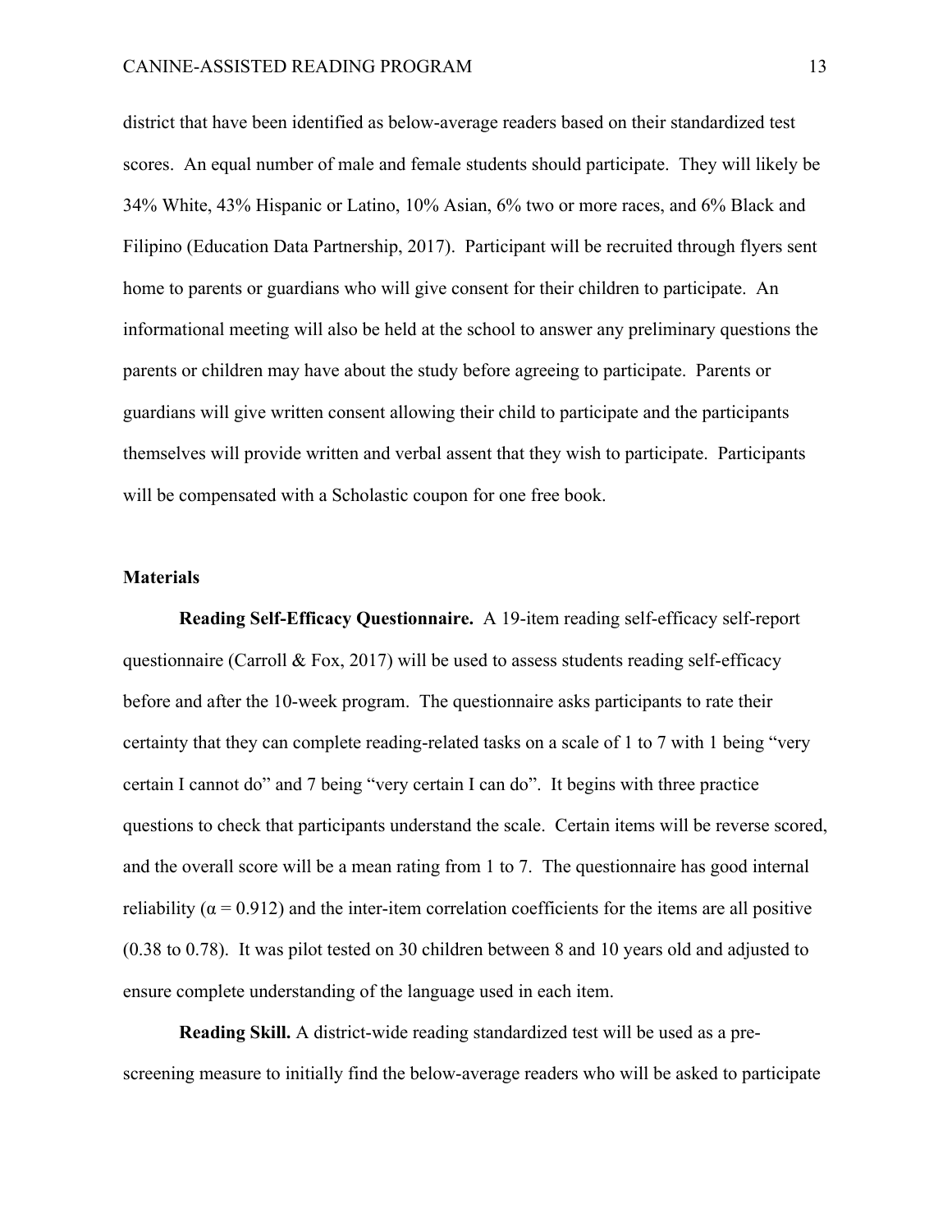district that have been identified as below-average readers based on their standardized test scores. An equal number of male and female students should participate. They will likely be 34% White, 43% Hispanic or Latino, 10% Asian, 6% two or more races, and 6% Black and Filipino (Education Data Partnership, 2017). Participant will be recruited through flyers sent home to parents or guardians who will give consent for their children to participate. An informational meeting will also be held at the school to answer any preliminary questions the parents or children may have about the study before agreeing to participate. Parents or guardians will give written consent allowing their child to participate and the participants themselves will provide written and verbal assent that they wish to participate. Participants will be compensated with a Scholastic coupon for one free book.

## Materials

**Reading Self-Efficacy Questionnaire.** A 19-item reading self-efficacy self-report questionnaire (Carroll & Fox, 2017) will be used to assess students reading self-efficacy before and after the 10-week program. The questionnaire asks participants to rate their certainty that they can complete reading-related tasks on a scale of 1 to 7 with 1 being "very certain I cannot do" and 7 being "very certain I can do". It begins with three practice questions to check that participants understand the scale. Certain items will be reverse scored, and the overall score will be a mean rating from 1 to 7. The questionnaire has good internal reliability ($\alpha = 0.912$) and the inter-item correlation coefficients for the items are all positive (0.38 to 0.78). It was pilot tested on 30 children between 8 and 10 years old and adjusted to ensure complete understanding of the language used in each item.

**Reading Skill.** A district-wide reading standardized test will be used as a pre-screening measure to initially find the below-average readers who will be asked to participate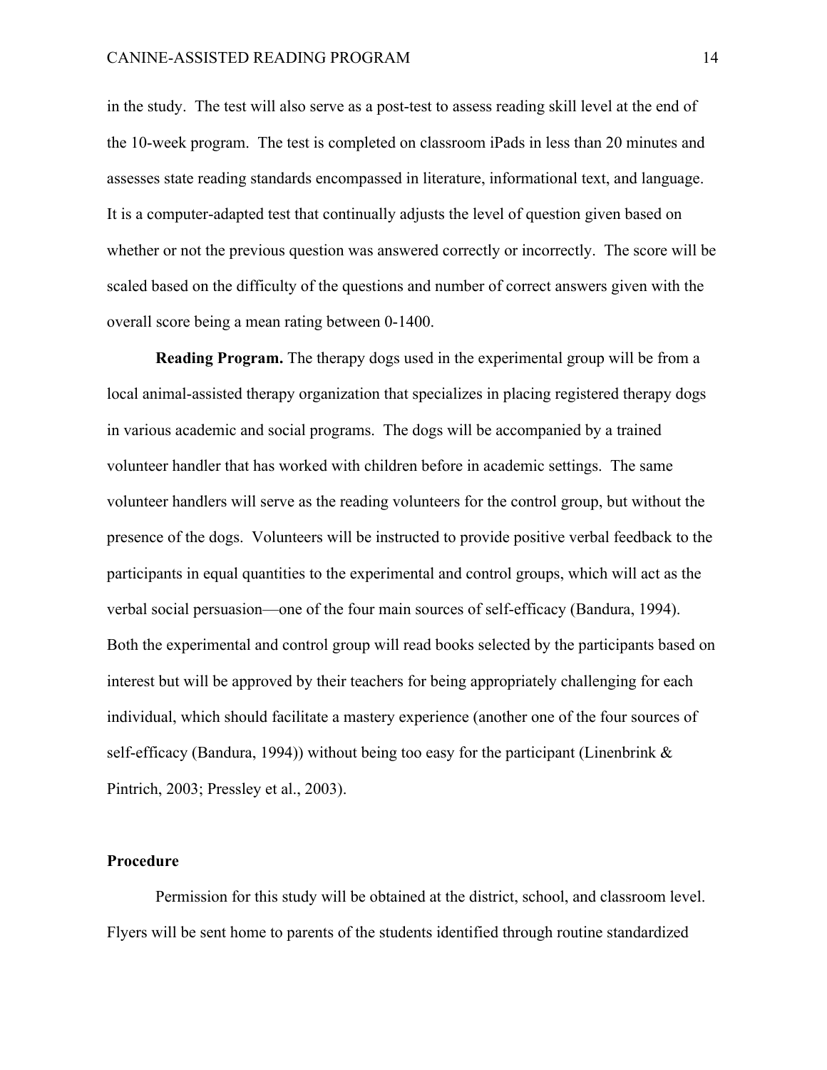in the study. The test will also serve as a post-test to assess reading skill level at the end of the 10-week program. The test is completed on classroom iPads in less than 20 minutes and assesses state reading standards encompassed in literature, informational text, and language. It is a computer-adapted test that continually adjusts the level of question given based on whether or not the previous question was answered correctly or incorrectly. The score will be scaled based on the difficulty of the questions and number of correct answers given with the overall score being a mean rating between 0-1400.

**Reading Program.** The therapy dogs used in the experimental group will be from a local animal-assisted therapy organization that specializes in placing registered therapy dogs in various academic and social programs. The dogs will be accompanied by a trained volunteer handler that has worked with children before in academic settings. The same volunteer handlers will serve as the reading volunteers for the control group, but without the presence of the dogs. Volunteers will be instructed to provide positive verbal feedback to the participants in equal quantities to the experimental and control groups, which will act as the verbal social persuasion—one of the four main sources of self-efficacy (Bandura, 1994). Both the experimental and control group will read books selected by the participants based on interest but will be approved by their teachers for being appropriately challenging for each individual, which should facilitate a mastery experience (another one of the four sources of self-efficacy (Bandura, 1994)) without being too easy for the participant (Linenbrink & Pintrich, 2003; Pressley et al., 2003).

## Procedure

Permission for this study will be obtained at the district, school, and classroom level. Flyers will be sent home to parents of the students identified through routine standardized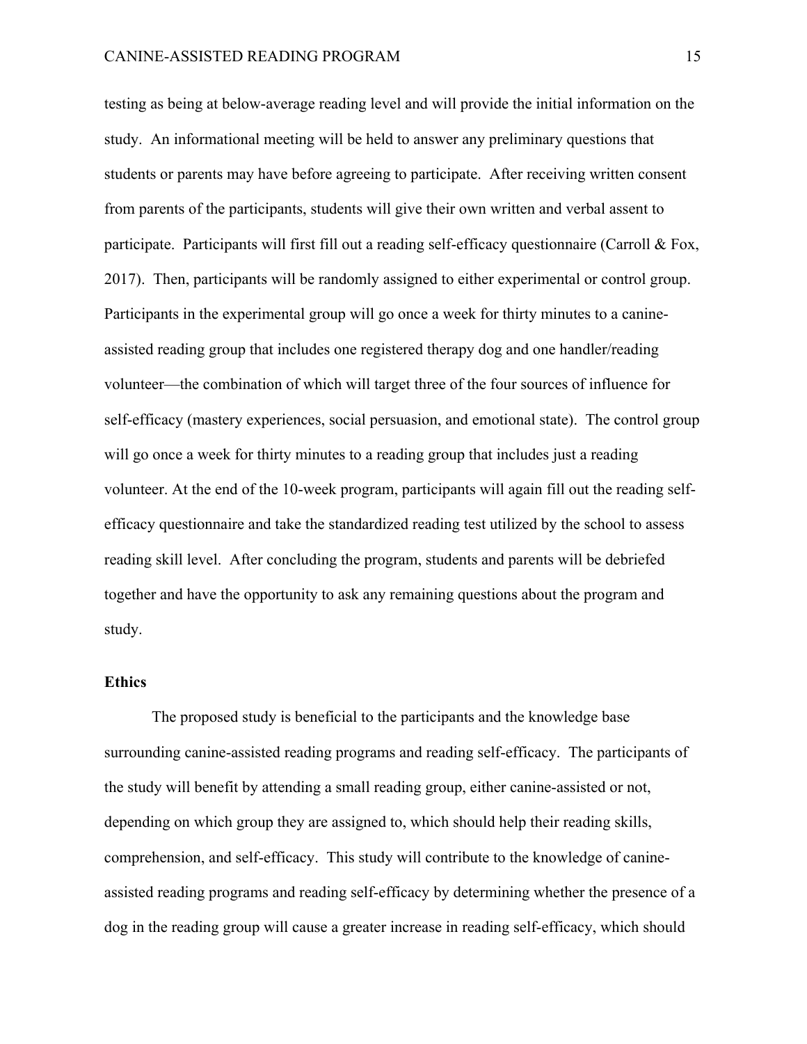testing as being at below-average reading level and will provide the initial information on the study. An informational meeting will be held to answer any preliminary questions that students or parents may have before agreeing to participate. After receiving written consent from parents of the participants, students will give their own written and verbal assent to participate. Participants will first fill out a reading self-efficacy questionnaire (Carroll & Fox, 2017). Then, participants will be randomly assigned to either experimental or control group. Participants in the experimental group will go once a week for thirty minutes to a canine-assisted reading group that includes one registered therapy dog and one handler/reading volunteer—the combination of which will target three of the four sources of influence for self-efficacy (mastery experiences, social persuasion, and emotional state). The control group will go once a week for thirty minutes to a reading group that includes just a reading volunteer. At the end of the 10-week program, participants will again fill out the reading self-efficacy questionnaire and take the standardized reading test utilized by the school to assess reading skill level. After concluding the program, students and parents will be debriefed together and have the opportunity to ask any remaining questions about the program and study.

**Ethics**

The proposed study is beneficial to the participants and the knowledge base surrounding canine-assisted reading programs and reading self-efficacy. The participants of the study will benefit by attending a small reading group, either canine-assisted or not, depending on which group they are assigned to, which should help their reading skills, comprehension, and self-efficacy. This study will contribute to the knowledge of canine-assisted reading programs and reading self-efficacy by determining whether the presence of a dog in the reading group will cause a greater increase in reading self-efficacy, which should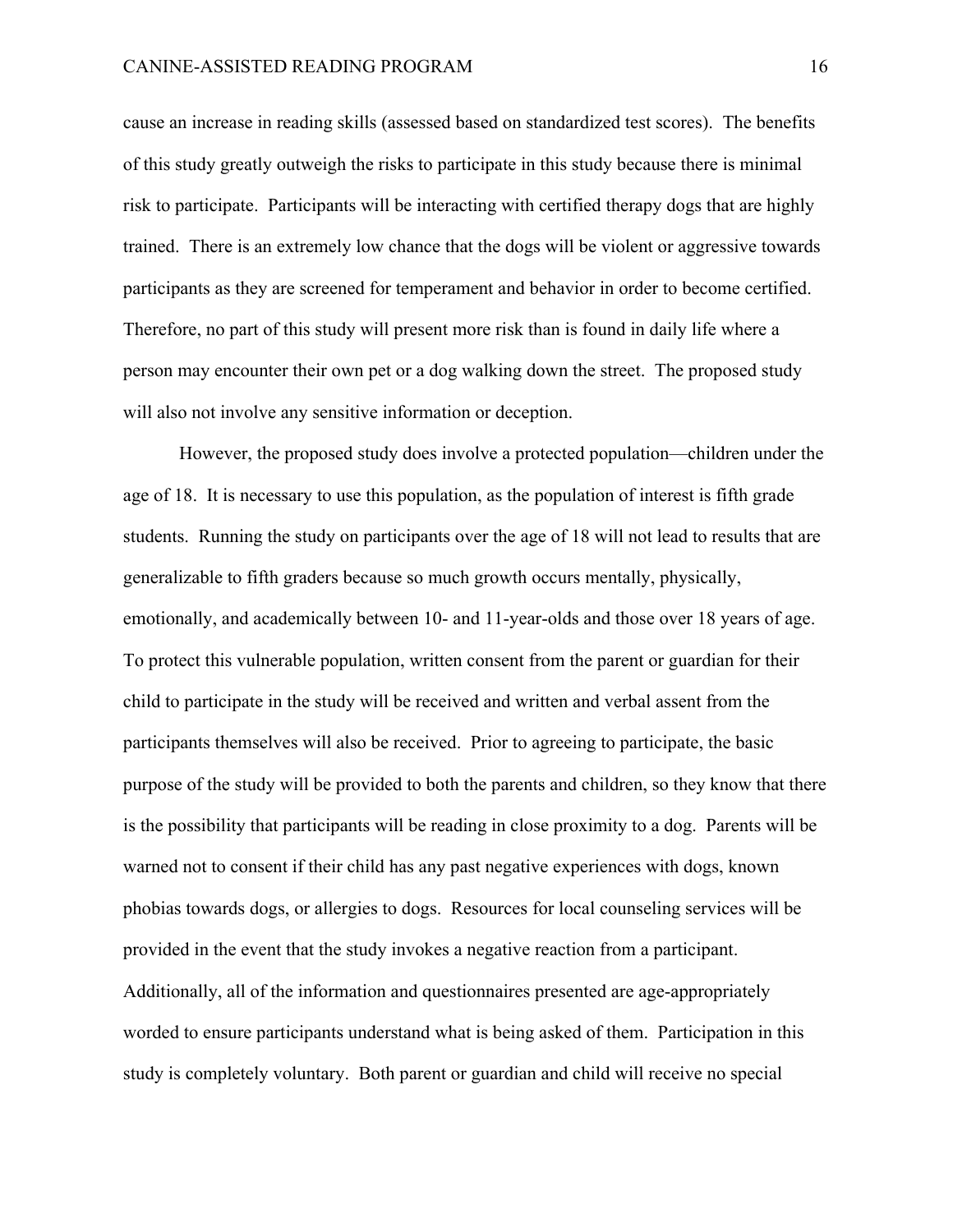cause an increase in reading skills (assessed based on standardized test scores). The benefits of this study greatly outweigh the risks to participate in this study because there is minimal risk to participate. Participants will be interacting with certified therapy dogs that are highly trained. There is an extremely low chance that the dogs will be violent or aggressive towards participants as they are screened for temperament and behavior in order to become certified. Therefore, no part of this study will present more risk than is found in daily life where a person may encounter their own pet or a dog walking down the street. The proposed study will also not involve any sensitive information or deception.

However, the proposed study does involve a protected population—children under the age of 18. It is necessary to use this population, as the population of interest is fifth grade students. Running the study on participants over the age of 18 will not lead to results that are generalizable to fifth graders because so much growth occurs mentally, physically, emotionally, and academically between 10- and 11-year-olds and those over 18 years of age. To protect this vulnerable population, written consent from the parent or guardian for their child to participate in the study will be received and written and verbal assent from the participants themselves will also be received. Prior to agreeing to participate, the basic purpose of the study will be provided to both the parents and children, so they know that there is the possibility that participants will be reading in close proximity to a dog. Parents will be warned not to consent if their child has any past negative experiences with dogs, known phobias towards dogs, or allergies to dogs. Resources for local counseling services will be provided in the event that the study invokes a negative reaction from a participant. Additionally, all of the information and questionnaires presented are age-appropriately worded to ensure participants understand what is being asked of them. Participation in this study is completely voluntary. Both parent or guardian and child will receive no special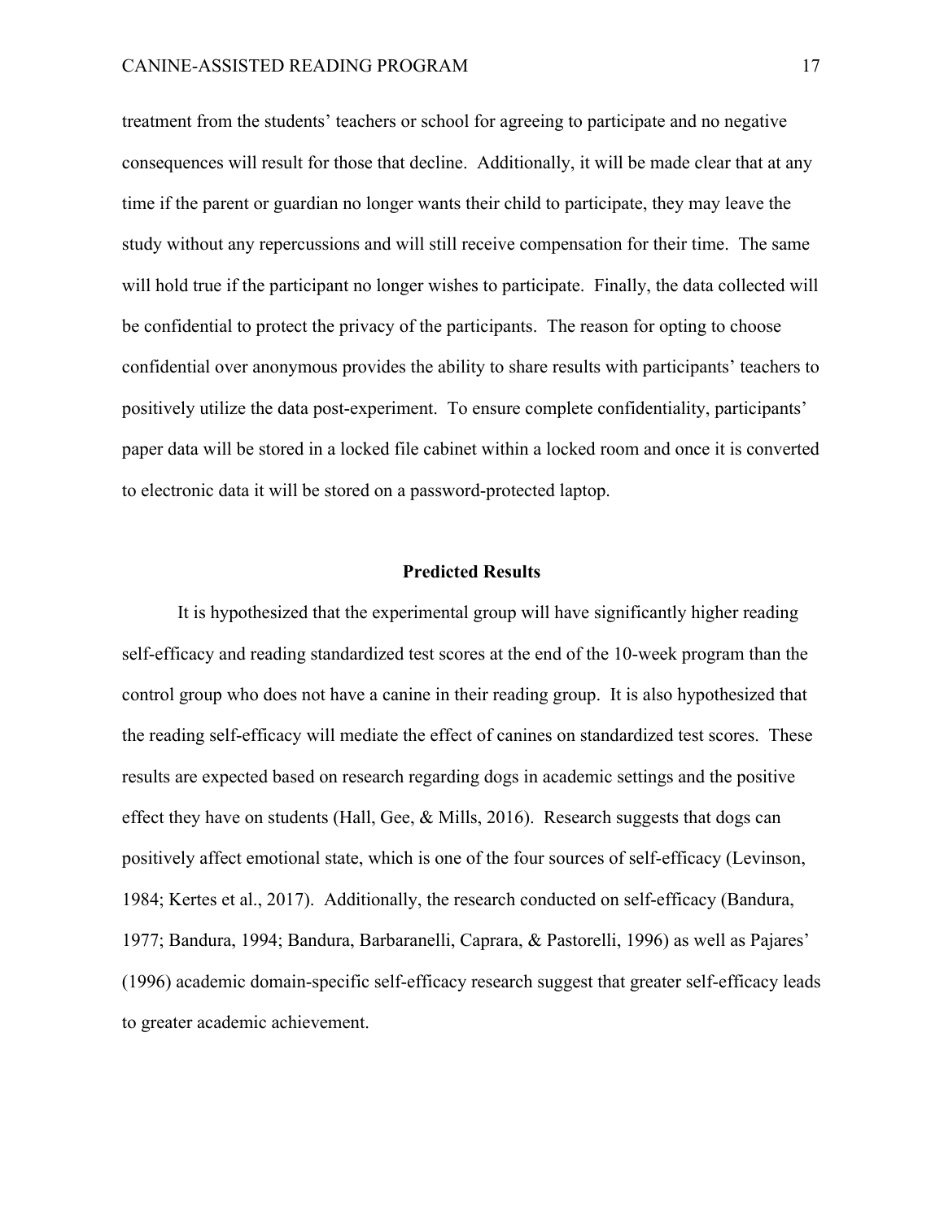treatment from the students' teachers or school for agreeing to participate and no negative consequences will result for those that decline. Additionally, it will be made clear that at any time if the parent or guardian no longer wants their child to participate, they may leave the study without any repercussions and will still receive compensation for their time. The same will hold true if the participant no longer wishes to participate. Finally, the data collected will be confidential to protect the privacy of the participants. The reason for opting to choose confidential over anonymous provides the ability to share results with participants' teachers to positively utilize the data post-experiment. To ensure complete confidentiality, participants' paper data will be stored in a locked file cabinet within a locked room and once it is converted to electronic data it will be stored on a password-protected laptop.

## Predicted Results

It is hypothesized that the experimental group will have significantly higher reading self-efficacy and reading standardized test scores at the end of the 10-week program than the control group who does not have a canine in their reading group. It is also hypothesized that the reading self-efficacy will mediate the effect of canines on standardized test scores. These results are expected based on research regarding dogs in academic settings and the positive effect they have on students (Hall, Gee, & Mills, 2016). Research suggests that dogs can positively affect emotional state, which is one of the four sources of self-efficacy (Levinson, 1984; Kertes et al., 2017). Additionally, the research conducted on self-efficacy (Bandura, 1977; Bandura, 1994; Bandura, Barbaranelli, Caprara, & Pastorelli, 1996) as well as Pajares' (1996) academic domain-specific self-efficacy research suggest that greater self-efficacy leads to greater academic achievement.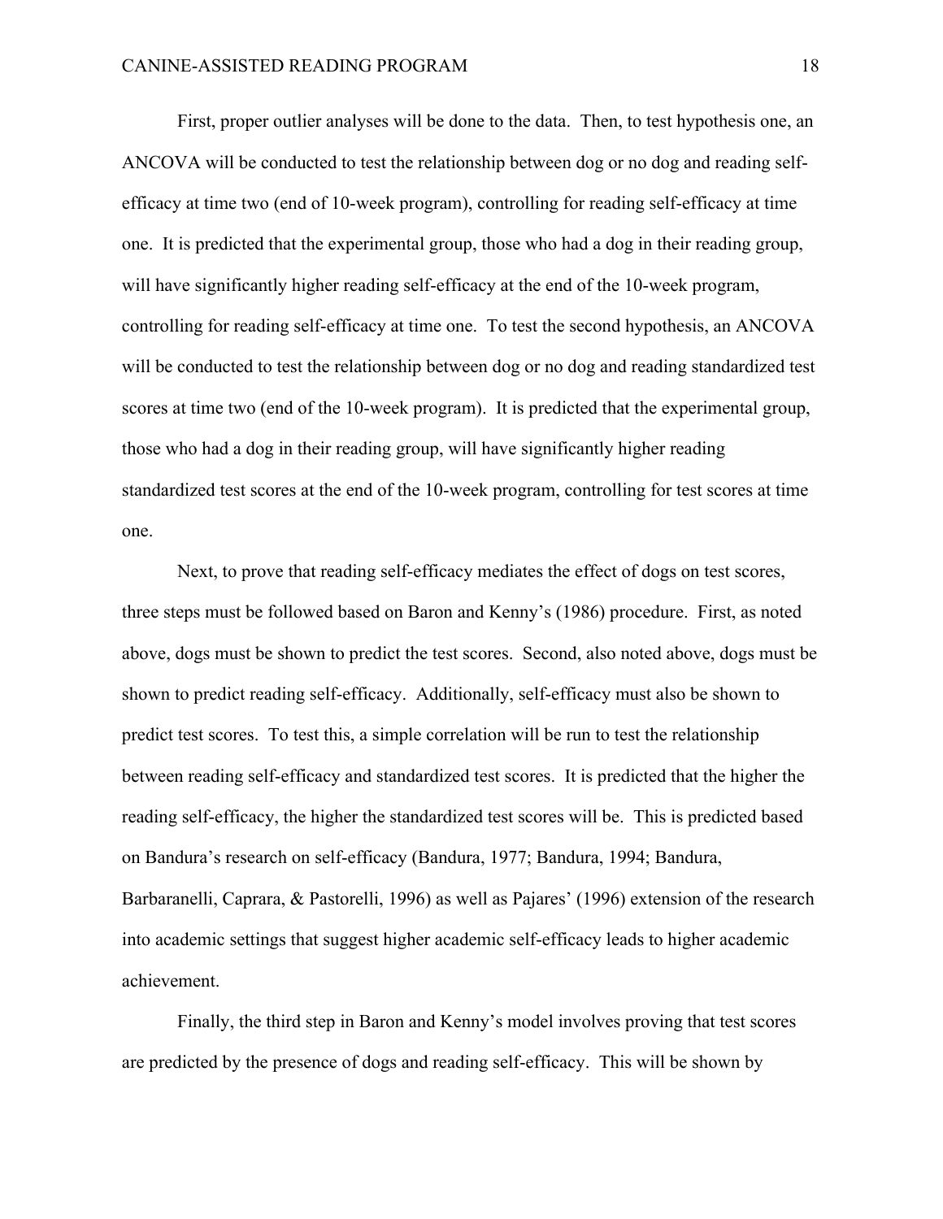First, proper outlier analyses will be done to the data. Then, to test hypothesis one, an ANCOVA will be conducted to test the relationship between dog or no dog and reading self-efficacy at time two (end of 10-week program), controlling for reading self-efficacy at time one. It is predicted that the experimental group, those who had a dog in their reading group, will have significantly higher reading self-efficacy at the end of the 10-week program, controlling for reading self-efficacy at time one. To test the second hypothesis, an ANCOVA will be conducted to test the relationship between dog or no dog and reading standardized test scores at time two (end of the 10-week program). It is predicted that the experimental group, those who had a dog in their reading group, will have significantly higher reading standardized test scores at the end of the 10-week program, controlling for test scores at time one.

Next, to prove that reading self-efficacy mediates the effect of dogs on test scores, three steps must be followed based on Baron and Kenny's (1986) procedure. First, as noted above, dogs must be shown to predict the test scores. Second, also noted above, dogs must be shown to predict reading self-efficacy. Additionally, self-efficacy must also be shown to predict test scores. To test this, a simple correlation will be run to test the relationship between reading self-efficacy and standardized test scores. It is predicted that the higher the reading self-efficacy, the higher the standardized test scores will be. This is predicted based on Bandura's research on self-efficacy (Bandura, 1977; Bandura, 1994; Bandura, Barbaranelli, Caprara, & Pastorelli, 1996) as well as Pajares' (1996) extension of the research into academic settings that suggest higher academic self-efficacy leads to higher academic achievement.

Finally, the third step in Baron and Kenny's model involves proving that test scores are predicted by the presence of dogs and reading self-efficacy. This will be shown by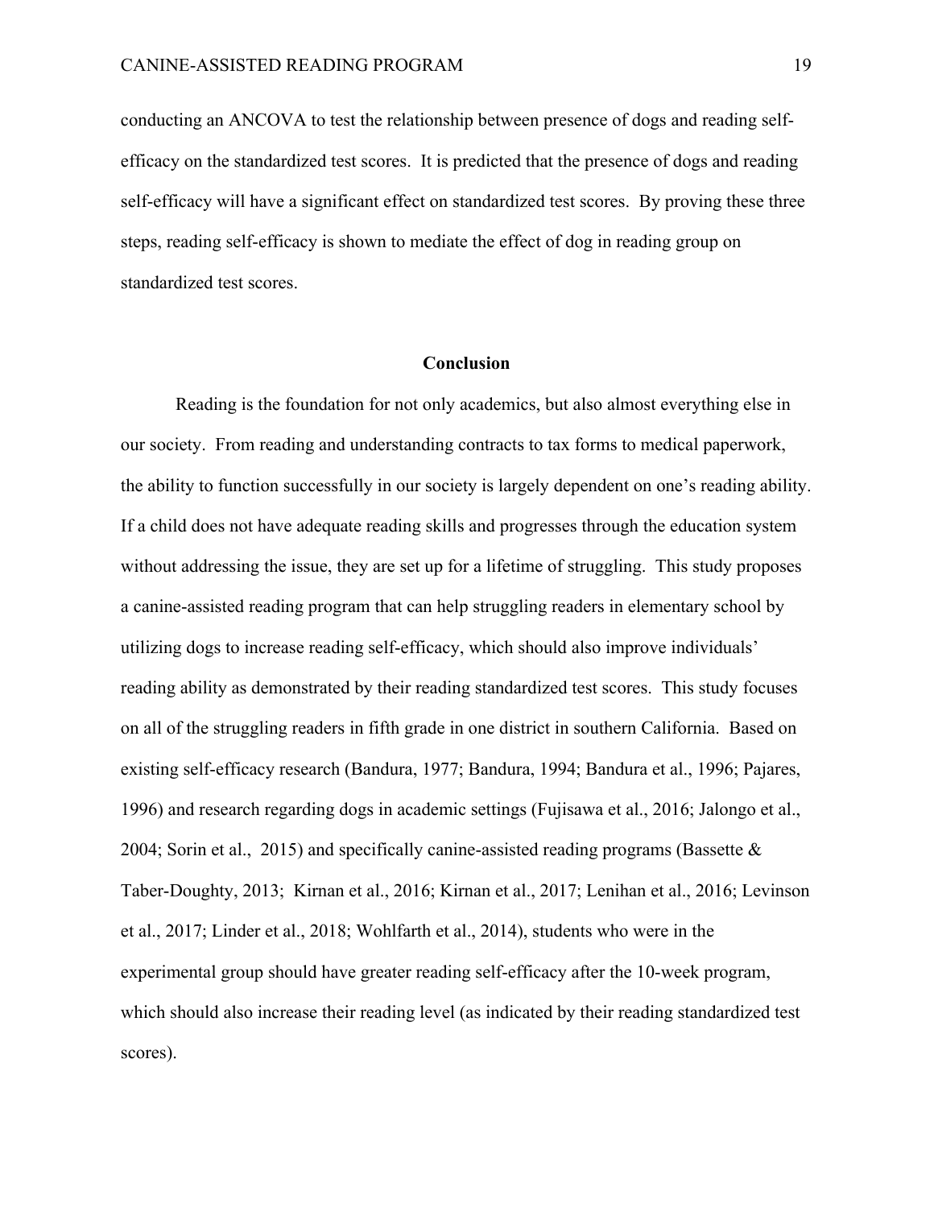conducting an ANCOVA to test the relationship between presence of dogs and reading self-efficacy on the standardized test scores. It is predicted that the presence of dogs and reading self-efficacy will have a significant effect on standardized test scores. By proving these three steps, reading self-efficacy is shown to mediate the effect of dog in reading group on standardized test scores.

## Conclusion

Reading is the foundation for not only academics, but also almost everything else in our society. From reading and understanding contracts to tax forms to medical paperwork, the ability to function successfully in our society is largely dependent on one's reading ability. If a child does not have adequate reading skills and progresses through the education system without addressing the issue, they are set up for a lifetime of struggling. This study proposes a canine-assisted reading program that can help struggling readers in elementary school by utilizing dogs to increase reading self-efficacy, which should also improve individuals' reading ability as demonstrated by their reading standardized test scores. This study focuses on all of the struggling readers in fifth grade in one district in southern California. Based on existing self-efficacy research (Bandura, 1977; Bandura, 1994; Bandura et al., 1996; Pajares, 1996) and research regarding dogs in academic settings (Fujisawa et al., 2016; Jalongo et al., 2004; Sorin et al., 2015) and specifically canine-assisted reading programs (Bassette & Taber-Doughty, 2013; Kirnan et al., 2016; Kirnan et al., 2017; Lenihan et al., 2016; Levinson et al., 2017; Linder et al., 2018; Wohlfarth et al., 2014), students who were in the experimental group should have greater reading self-efficacy after the 10-week program, which should also increase their reading level (as indicated by their reading standardized test scores).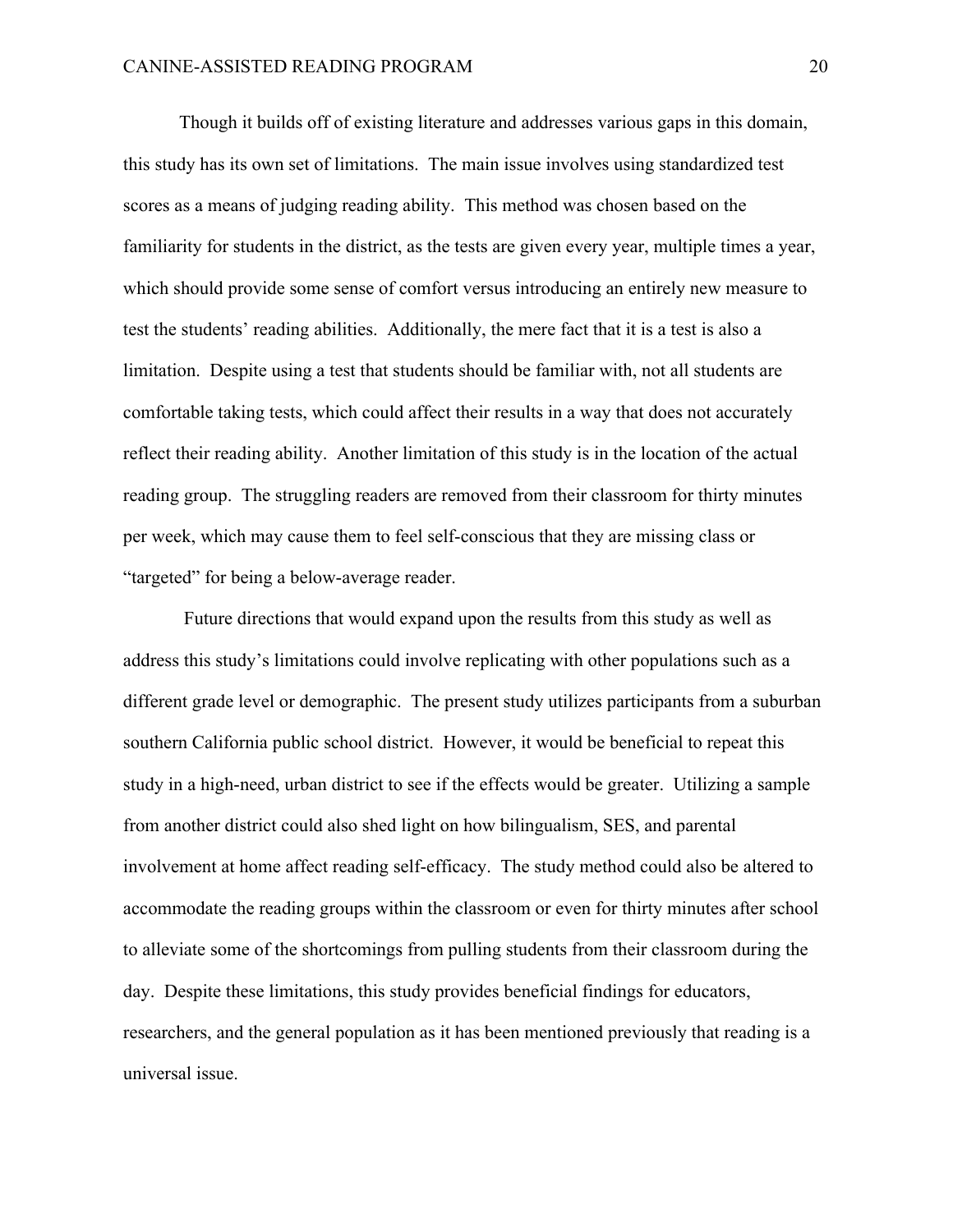Though it builds off of existing literature and addresses various gaps in this domain, this study has its own set of limitations. The main issue involves using standardized test scores as a means of judging reading ability. This method was chosen based on the familiarity for students in the district, as the tests are given every year, multiple times a year, which should provide some sense of comfort versus introducing an entirely new measure to test the students' reading abilities. Additionally, the mere fact that it is a test is also a limitation. Despite using a test that students should be familiar with, not all students are comfortable taking tests, which could affect their results in a way that does not accurately reflect their reading ability. Another limitation of this study is in the location of the actual reading group. The struggling readers are removed from their classroom for thirty minutes per week, which may cause them to feel self-conscious that they are missing class or "targeted" for being a below-average reader.

Future directions that would expand upon the results from this study as well as address this study's limitations could involve replicating with other populations such as a different grade level or demographic. The present study utilizes participants from a suburban southern California public school district. However, it would be beneficial to repeat this study in a high-need, urban district to see if the effects would be greater. Utilizing a sample from another district could also shed light on how bilingualism, SES, and parental involvement at home affect reading self-efficacy. The study method could also be altered to accommodate the reading groups within the classroom or even for thirty minutes after school to alleviate some of the shortcomings from pulling students from their classroom during the day. Despite these limitations, this study provides beneficial findings for educators, researchers, and the general population as it has been mentioned previously that reading is a universal issue.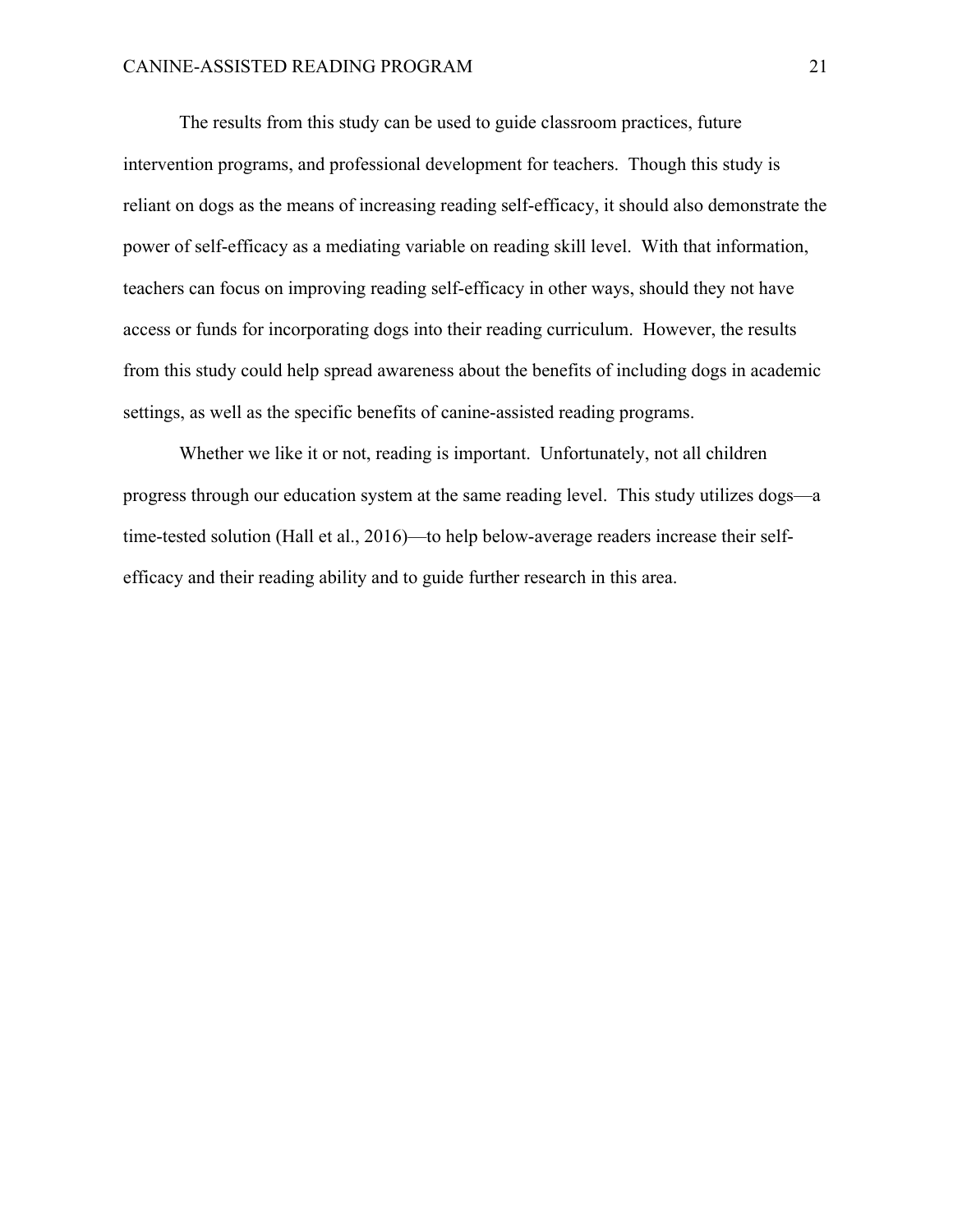The results from this study can be used to guide classroom practices, future intervention programs, and professional development for teachers. Though this study is reliant on dogs as the means of increasing reading self-efficacy, it should also demonstrate the power of self-efficacy as a mediating variable on reading skill level. With that information, teachers can focus on improving reading self-efficacy in other ways, should they not have access or funds for incorporating dogs into their reading curriculum. However, the results from this study could help spread awareness about the benefits of including dogs in academic settings, as well as the specific benefits of canine-assisted reading programs.

Whether we like it or not, reading is important. Unfortunately, not all children progress through our education system at the same reading level. This study utilizes dogs—a time-tested solution (Hall et al., 2016)—to help below-average readers increase their self-efficacy and their reading ability and to guide further research in this area.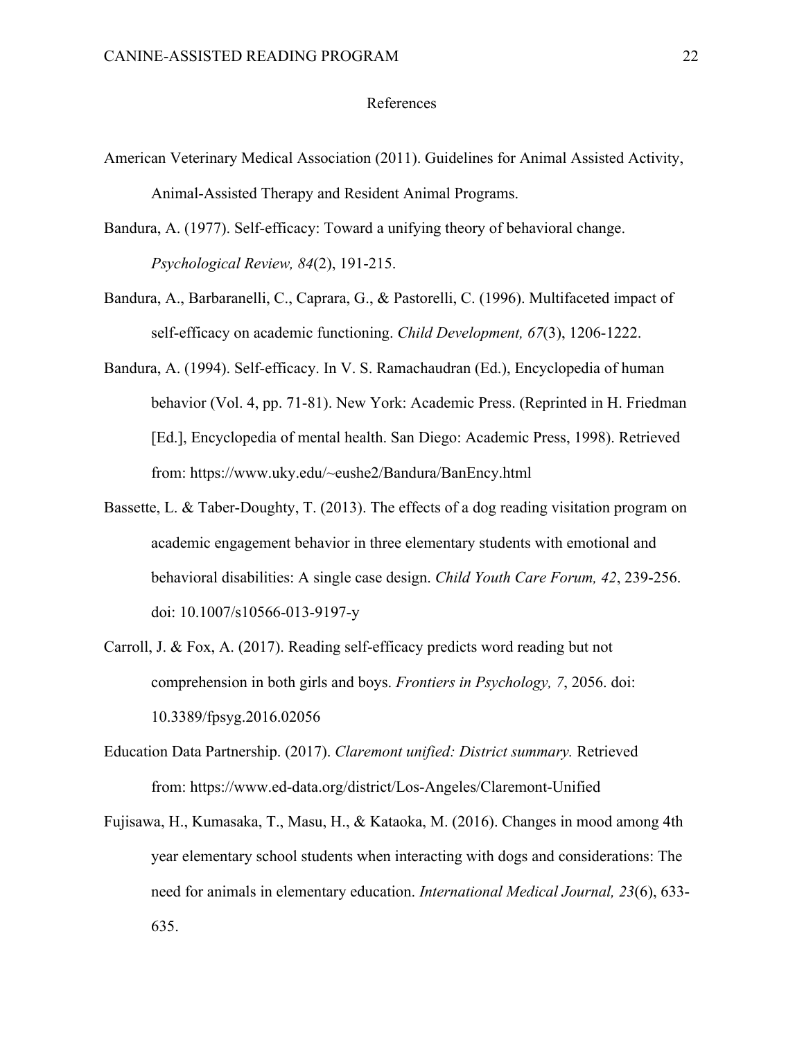# References

American Veterinary Medical Association (2011). Guidelines for Animal Assisted Activity, Animal-Assisted Therapy and Resident Animal Programs.

Bandura, A. (1977). Self-efficacy: Toward a unifying theory of behavioral change. *Psychological Review, 84*(2), 191-215.

Bandura, A., Barbaranelli, C., Caprara, G., & Pastorelli, C. (1996). Multifaceted impact of self-efficacy on academic functioning. *Child Development, 67*(3), 1206-1222.

Bandura, A. (1994). Self-efficacy. In V. S. Ramachaudran (Ed.), Encyclopedia of human behavior (Vol. 4, pp. 71-81). New York: Academic Press. (Reprinted in H. Friedman [Ed.], Encyclopedia of mental health. San Diego: Academic Press, 1998). Retrieved from: https://www.uky.edu/~eushe2/Bandura/BanEncy.html

Bassette, L. & Taber-Doughty, T. (2013). The effects of a dog reading visitation program on academic engagement behavior in three elementary students with emotional and behavioral disabilities: A single case design. *Child Youth Care Forum, 42*, 239-256. doi: 10.1007/s10566-013-9197-y

Carroll, J. & Fox, A. (2017). Reading self-efficacy predicts word reading but not comprehension in both girls and boys. *Frontiers in Psychology, 7*, 2056. doi: 10.3389/fpsyg.2016.02056

Education Data Partnership. (2017). *Claremont unified: District summary.* Retrieved from: https://www.ed-data.org/district/Los-Angeles/Claremont-Unified

Fujisawa, H., Kumasaka, T., Masu, H., & Kataoka, M. (2016). Changes in mood among 4th year elementary school students when interacting with dogs and considerations: The need for animals in elementary education. *International Medical Journal, 23*(6), 633-635.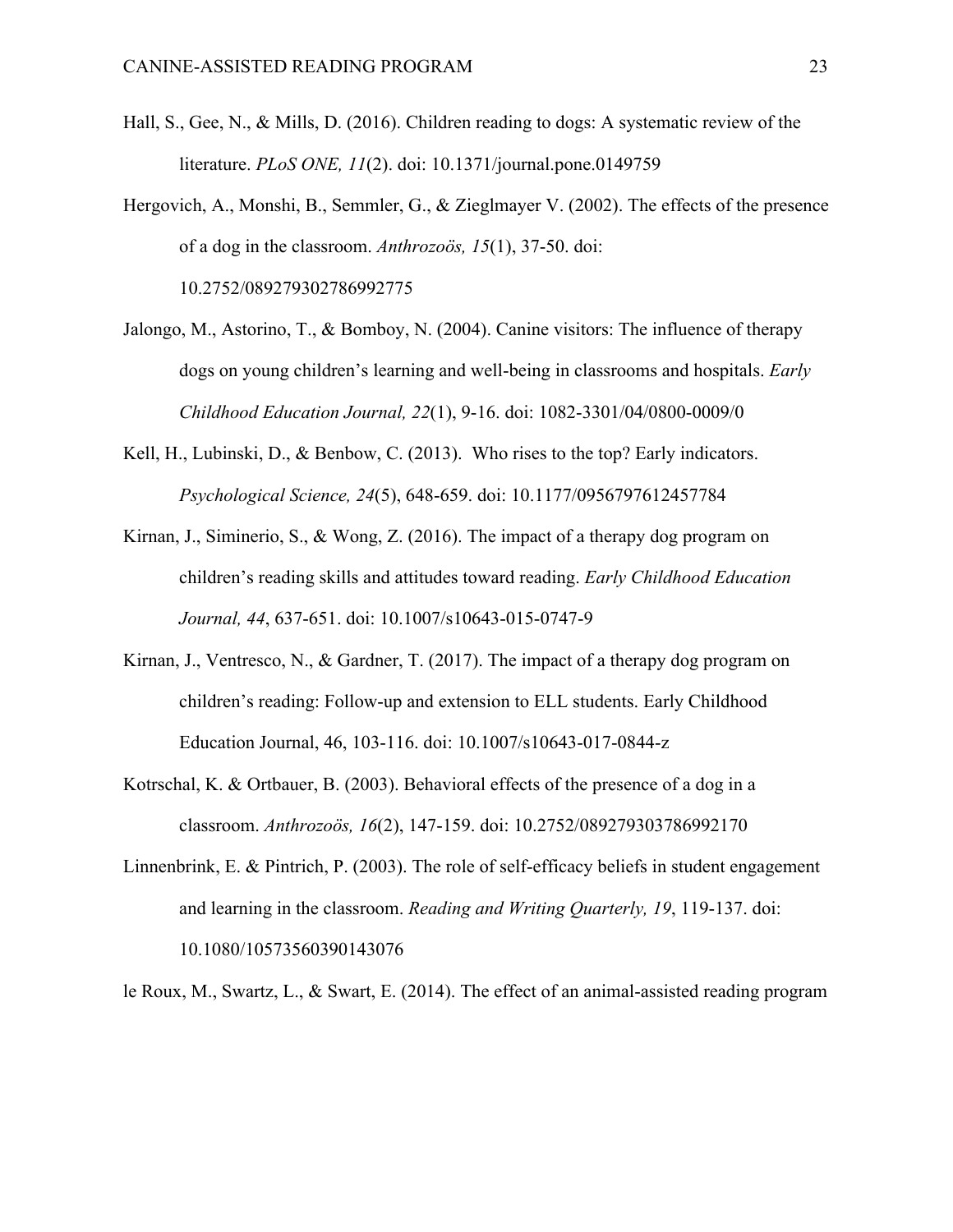Hall, S., Gee, N., & Mills, D. (2016). Children reading to dogs: A systematic review of the literature. *PLoS ONE, 11*(2). doi: 10.1371/journal.pone.0149759

Hergovich, A., Monshi, B., Semmler, G., & Zieglmayer V. (2002). The effects of the presence of a dog in the classroom. *Anthrozoös, 15*(1), 37-50. doi: 10.2752/089279302786992775

Jalongo, M., Astorino, T., & Bomboy, N. (2004). Canine visitors: The influence of therapy dogs on young children's learning and well-being in classrooms and hospitals. *Early Childhood Education Journal, 22*(1), 9-16. doi: 1082-3301/04/0800-0009/0

Kell, H., Lubinski, D., & Benbow, C. (2013). Who rises to the top? Early indicators. *Psychological Science, 24*(5), 648-659. doi: 10.1177/0956797612457784

Kirnan, J., Siminerio, S., & Wong, Z. (2016). The impact of a therapy dog program on children's reading skills and attitudes toward reading. *Early Childhood Education Journal, 44*, 637-651. doi: 10.1007/s10643-015-0747-9

Kirnan, J., Ventresco, N., & Gardner, T. (2017). The impact of a therapy dog program on children's reading: Follow-up and extension to ELL students. Early Childhood Education Journal, 46, 103-116. doi: 10.1007/s10643-017-0844-z

Kotrschal, K. & Ortbauer, B. (2003). Behavioral effects of the presence of a dog in a classroom. *Anthrozoös, 16*(2), 147-159. doi: 10.2752/089279303786992170

Linnenbrink, E. & Pintrich, P. (2003). The role of self-efficacy beliefs in student engagement and learning in the classroom. *Reading and Writing Quarterly, 19*, 119-137. doi: 10.1080/10573560390143076

le Roux, M., Swartz, L., & Swart, E. (2014). The effect of an animal-assisted reading program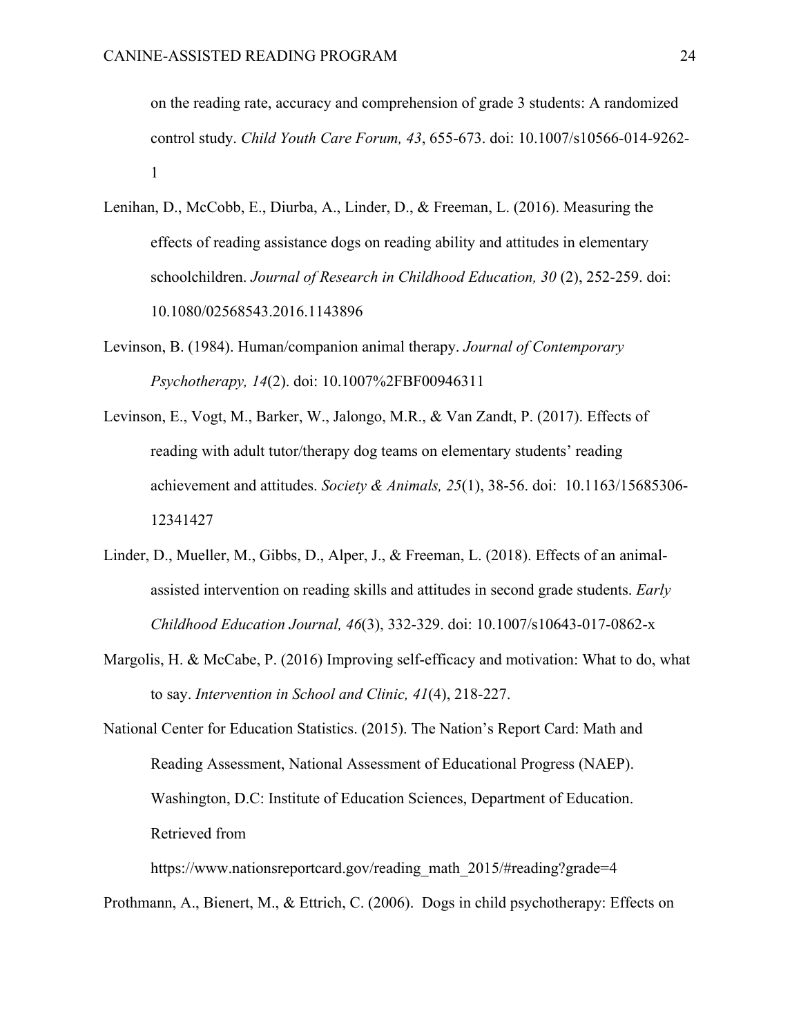on the reading rate, accuracy and comprehension of grade 3 students: A randomized control study. *Child Youth Care Forum, 43*, 655-673. doi: 10.1007/s10566-014-9262-1

Lenihan, D., McCobb, E., Diurba, A., Linder, D., & Freeman, L. (2016). Measuring the effects of reading assistance dogs on reading ability and attitudes in elementary schoolchildren. *Journal of Research in Childhood Education, 30* (2), 252-259. doi: 10.1080/02568543.2016.1143896

Levinson, B. (1984). Human/companion animal therapy. *Journal of Contemporary Psychotherapy, 14*(2). doi: 10.1007%2FBF00946311

Levinson, E., Vogt, M., Barker, W., Jalongo, M.R., & Van Zandt, P. (2017). Effects of reading with adult tutor/therapy dog teams on elementary students' reading achievement and attitudes. *Society & Animals, 25*(1), 38-56. doi: 10.1163/15685306-12341427

Linder, D., Mueller, M., Gibbs, D., Alper, J., & Freeman, L. (2018). Effects of an animal-assisted intervention on reading skills and attitudes in second grade students. *Early Childhood Education Journal, 46*(3), 332-329. doi: 10.1007/s10643-017-0862-x

Margolis, H. & McCabe, P. (2016) Improving self-efficacy and motivation: What to do, what to say. *Intervention in School and Clinic, 41*(4), 218-227.

National Center for Education Statistics. (2015). The Nation's Report Card: Math and Reading Assessment, National Assessment of Educational Progress (NAEP). Washington, D.C: Institute of Education Sciences, Department of Education. Retrieved from https://www.nationsreportcard.gov/reading_math_2015/#reading?grade=4

Prothmann, A., Bienert, M., & Ettrich, C. (2006). Dogs in child psychotherapy: Effects on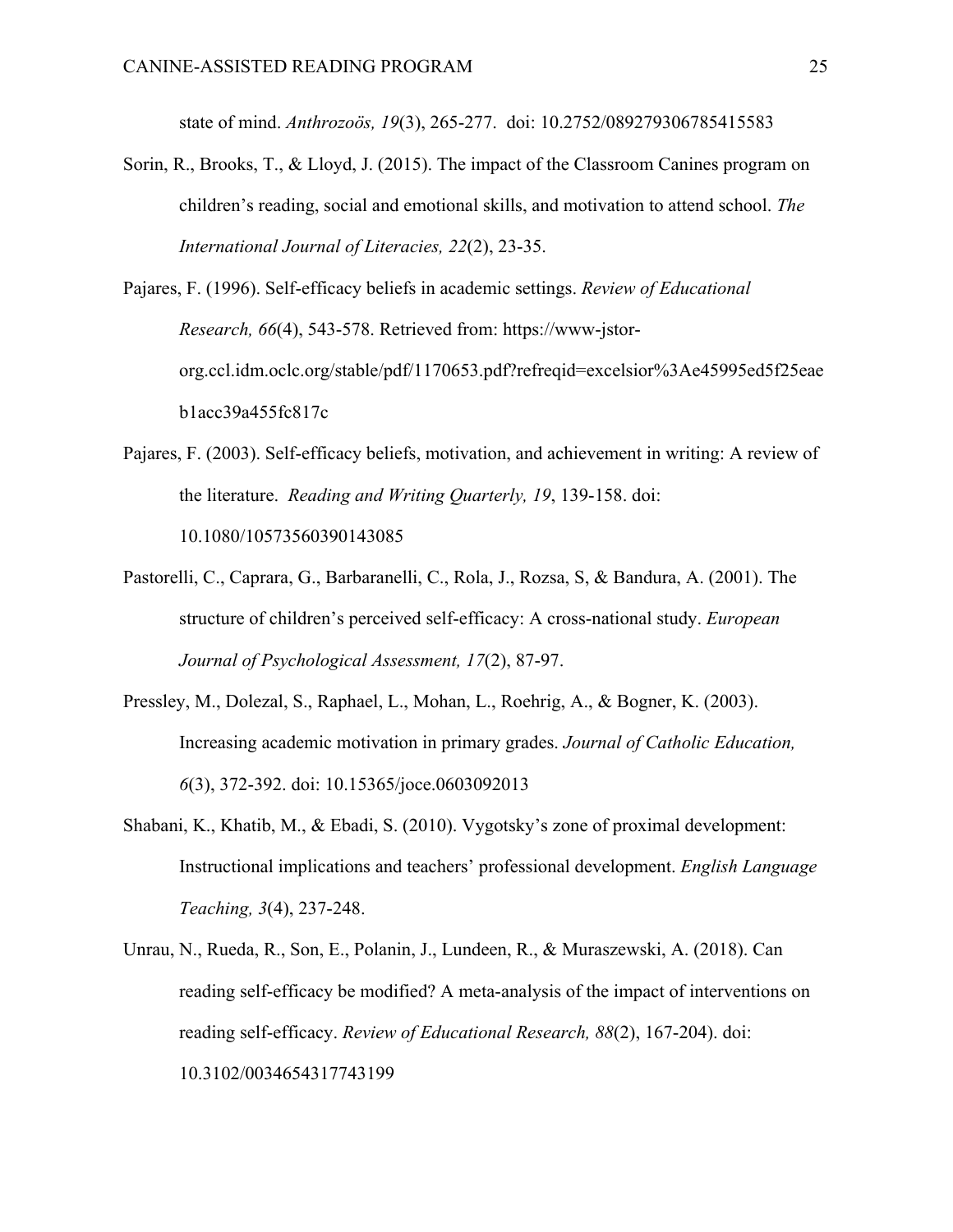state of mind. *Anthrozoös, 19*(3), 265-277. doi: 10.2752/089279306785415583

Sorin, R., Brooks, T., & Lloyd, J. (2015). The impact of the Classroom Canines program on children's reading, social and emotional skills, and motivation to attend school. *The International Journal of Literacies, 22*(2), 23-35.

Pajares, F. (1996). Self-efficacy beliefs in academic settings. *Review of Educational Research, 66*(4), 543-578. Retrieved from: https://www-jstor-org.ccl.idm.oclc.org/stable/pdf/1170653.pdf?refreqid=excelsior%3Ae45995ed5f25eaeb1acc39a455fc817c

Pajares, F. (2003). Self-efficacy beliefs, motivation, and achievement in writing: A review of the literature. *Reading and Writing Quarterly, 19*, 139-158. doi: 10.1080/10573560390143085

Pastorelli, C., Caprara, G., Barbaranelli, C., Rola, J., Rozsa, S, & Bandura, A. (2001). The structure of children's perceived self-efficacy: A cross-national study. *European Journal of Psychological Assessment, 17*(2), 87-97.

Pressley, M., Dolezal, S., Raphael, L., Mohan, L., Roehrig, A., & Bogner, K. (2003). Increasing academic motivation in primary grades. *Journal of Catholic Education, 6*(3), 372-392. doi: 10.15365/joce.0603092013

Shabani, K., Khatib, M., & Ebadi, S. (2010). Vygotsky's zone of proximal development: Instructional implications and teachers' professional development. *English Language Teaching, 3*(4), 237-248.

Unrau, N., Rueda, R., Son, E., Polanin, J., Lundeen, R., & Muraszewski, A. (2018). Can reading self-efficacy be modified? A meta-analysis of the impact of interventions on reading self-efficacy. *Review of Educational Research, 88*(2), 167-204). doi: 10.3102/0034654317743199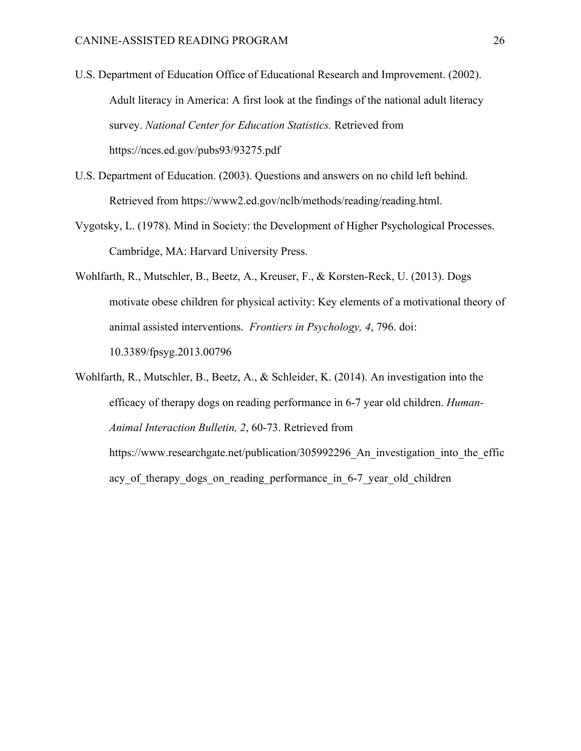U.S. Department of Education Office of Educational Research and Improvement. (2002). Adult literacy in America: A first look at the findings of the national adult literacy survey. *National Center for Education Statistics.* Retrieved from https://nces.ed.gov/pubs93/93275.pdf

U.S. Department of Education. (2003). Questions and answers on no child left behind. Retrieved from https://www2.ed.gov/nclb/methods/reading/reading.html.

Vygotsky, L. (1978). Mind in Society: the Development of Higher Psychological Processes. Cambridge, MA: Harvard University Press.

Wohlfarth, R., Mutschler, B., Beetz, A., Kreuser, F., & Korsten-Reck, U. (2013). Dogs motivate obese children for physical activity: Key elements of a motivational theory of animal assisted interventions. *Frontiers in Psychology, 4*, 796. doi: 10.3389/fpsyg.2013.00796

Wohlfarth, R., Mutschler, B., Beetz, A., & Schleider, K. (2014). An investigation into the efficacy of therapy dogs on reading performance in 6-7 year old children. *Human-Animal Interaction Bulletin, 2*, 60-73. Retrieved from https://www.researchgate.net/publication/305992296_An_investigation_into_the_efficacy_of_therapy_dogs_on_reading_performance_in_6-7_year_old_children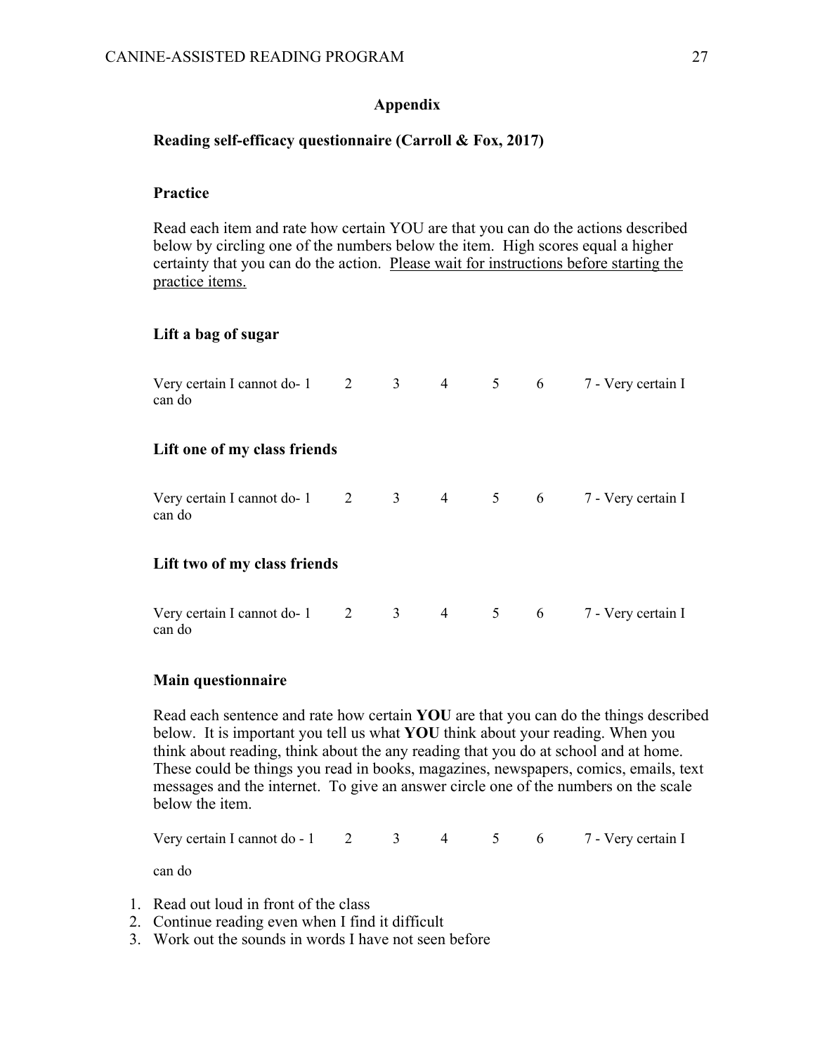# Appendix

## Reading self-efficacy questionnaire (Carroll & Fox, 2017)

### Practice

Read each item and rate how certain YOU are that you can do the actions described below by circling one of the numbers below the item. High scores equal a higher certainty that you can do the action. Please wait for instructions before starting the practice items.

**Lift a bag of sugar**

Very certain I cannot do- 1 2 3 4 5 6 7 - Very certain I can do

**Lift one of my class friends**

Very certain I cannot do- 1 2 3 4 5 6 7 - Very certain I can do

**Lift two of my class friends**

Very certain I cannot do- 1 2 3 4 5 6 7 - Very certain I can do

### Main questionnaire

Read each sentence and rate how certain **YOU** are that you can do the things described below. It is important you tell us what **YOU** think about your reading. When you think about reading, think about the any reading that you do at school and at home. These could be things you read in books, magazines, newspapers, comics, emails, text messages and the internet. To give an answer circle one of the numbers on the scale below the item.

Very certain I cannot do - 1 2 3 4 5 6 7 - Very certain I

can do

1. Read out loud in front of the class
2. Continue reading even when I find it difficult
3. Work out the sounds in words I have not seen before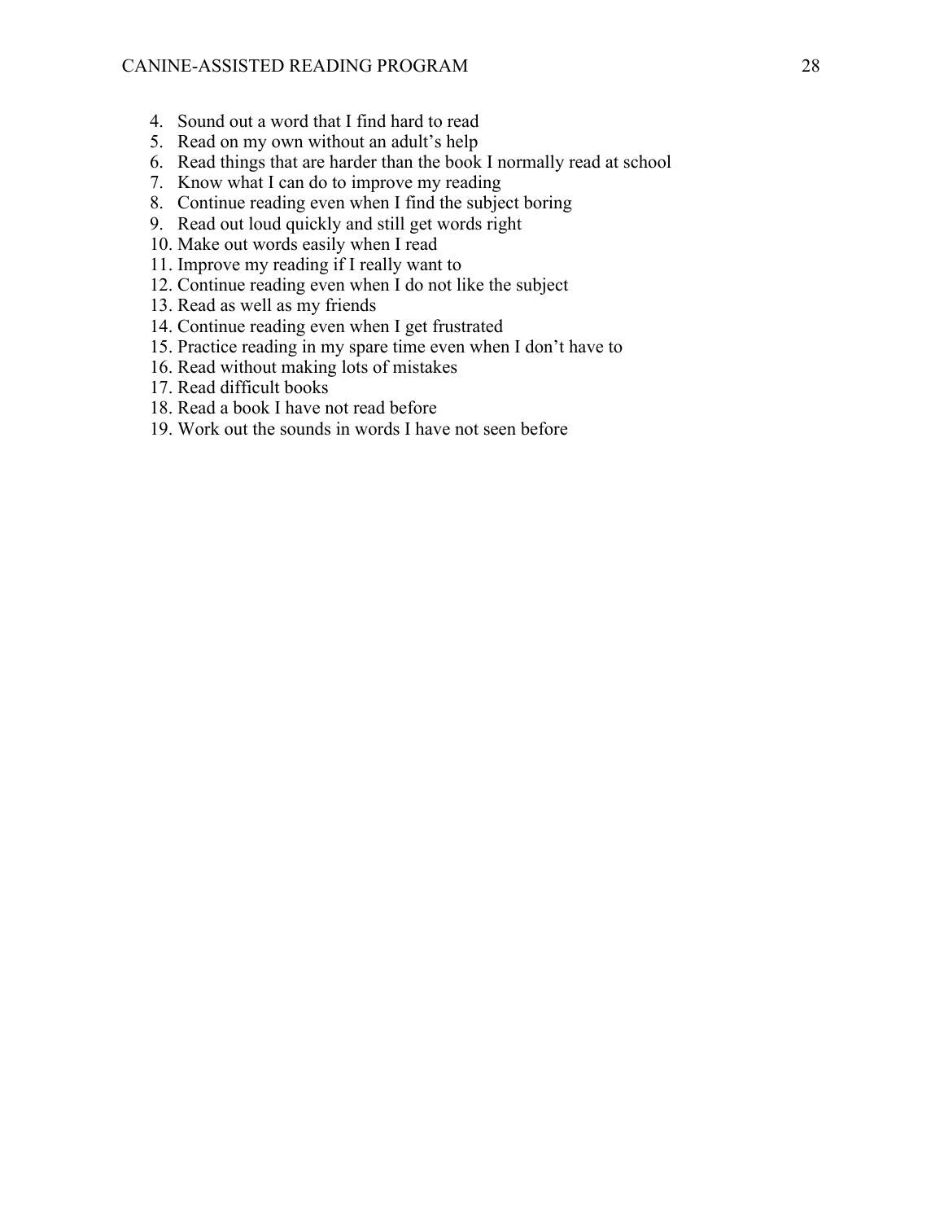4. Sound out a word that I find hard to read
5. Read on my own without an adult's help
6. Read things that are harder than the book I normally read at school
7. Know what I can do to improve my reading
8. Continue reading even when I find the subject boring
9. Read out loud quickly and still get words right
10. Make out words easily when I read
11. Improve my reading if I really want to
12. Continue reading even when I do not like the subject
13. Read as well as my friends
14. Continue reading even when I get frustrated
15. Practice reading in my spare time even when I don't have to
16. Read without making lots of mistakes
17. Read difficult books
18. Read a book I have not read before
19. Work out the sounds in words I have not seen before